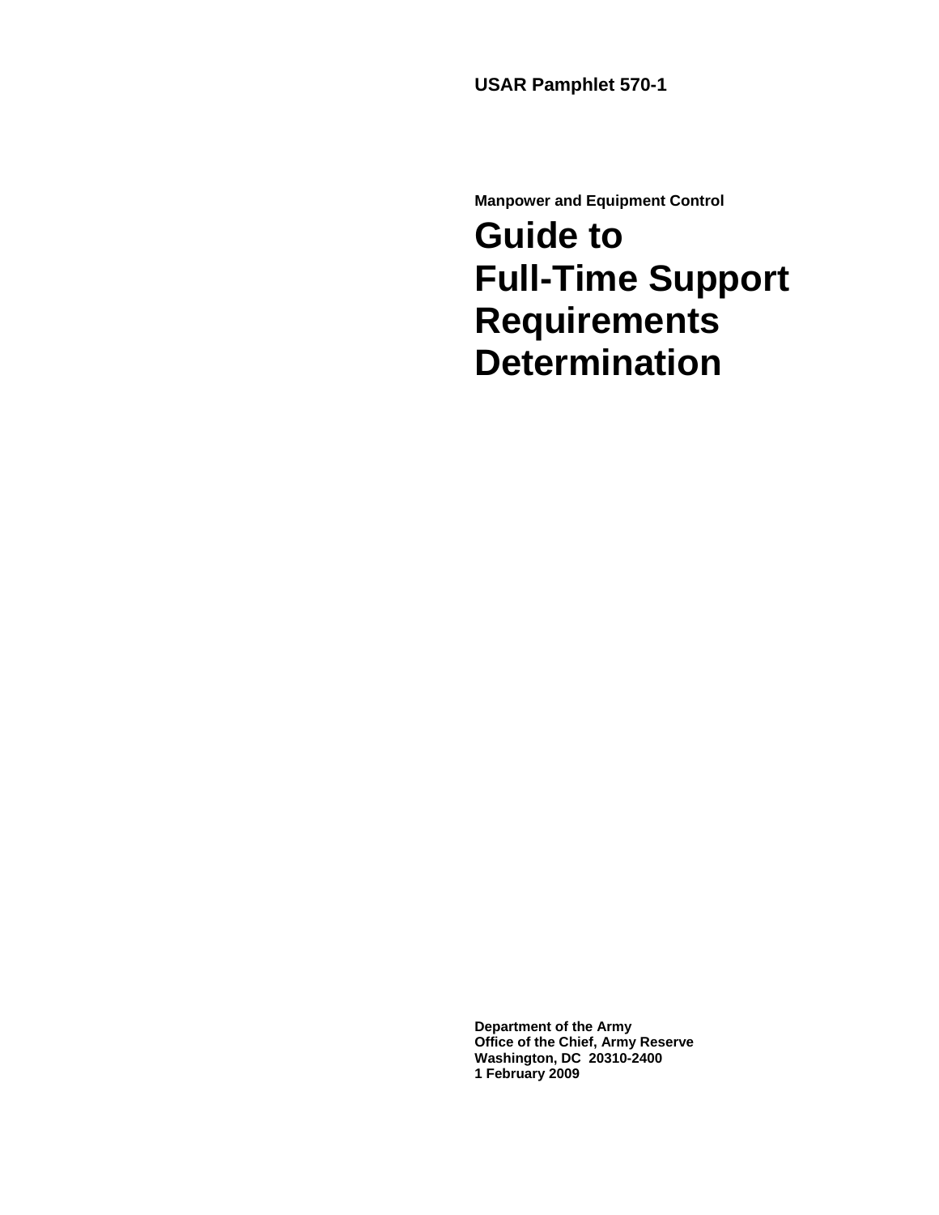**USAR Pamphlet 570-1**

**Manpower and Equipment Control**

# Guide to Full-Time Support Requirements Determination

**Department of the Army**
**Office of the Chief, Army Reserve**
**Washington, DC 20310-2400**
**1 February 2009**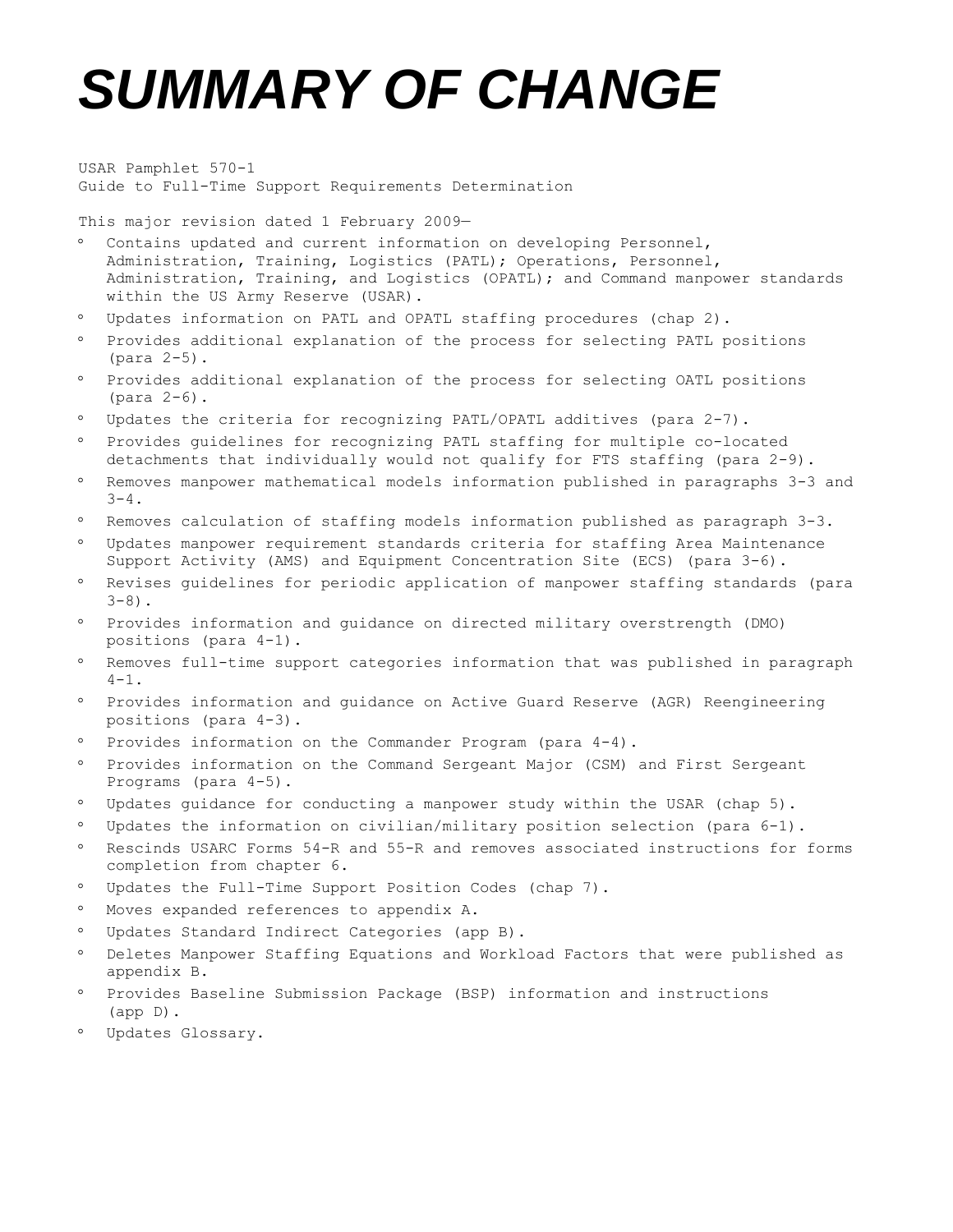# SUMMARY OF CHANGE

USAR Pamphlet 570-1
Guide to Full-Time Support Requirements Determination

This major revision dated 1 February 2009—

- Contains updated and current information on developing Personnel, Administration, Training, Logistics (PATL); Operations, Personnel, Administration, Training, and Logistics (OPATL); and Command manpower standards within the US Army Reserve (USAR).
- Updates information on PATL and OPATL staffing procedures (chap 2).
- Provides additional explanation of the process for selecting PATL positions (para 2-5).
- Provides additional explanation of the process for selecting OATL positions (para 2-6).
- Updates the criteria for recognizing PATL/OPATL additives (para 2-7).
- Provides guidelines for recognizing PATL staffing for multiple co-located detachments that individually would not qualify for FTS staffing (para 2-9).
- Removes manpower mathematical models information published in paragraphs 3-3 and 3-4.
- Removes calculation of staffing models information published as paragraph 3-3.
- Updates manpower requirement standards criteria for staffing Area Maintenance Support Activity (AMS) and Equipment Concentration Site (ECS) (para 3-6).
- Revises guidelines for periodic application of manpower staffing standards (para 3-8).
- Provides information and guidance on directed military overstrength (DMO) positions (para 4-1).
- Removes full-time support categories information that was published in paragraph 4-1.
- Provides information and guidance on Active Guard Reserve (AGR) Reengineering positions (para 4-3).
- Provides information on the Commander Program (para 4-4).
- Provides information on the Command Sergeant Major (CSM) and First Sergeant Programs (para 4-5).
- Updates guidance for conducting a manpower study within the USAR (chap 5).
- Updates the information on civilian/military position selection (para 6-1).
- Rescinds USARC Forms 54-R and 55-R and removes associated instructions for forms completion from chapter 6.
- Updates the Full-Time Support Position Codes (chap 7).
- Moves expanded references to appendix A.
- Updates Standard Indirect Categories (app B).
- Deletes Manpower Staffing Equations and Workload Factors that were published as appendix B.
- Provides Baseline Submission Package (BSP) information and instructions (app D).
- Updates Glossary.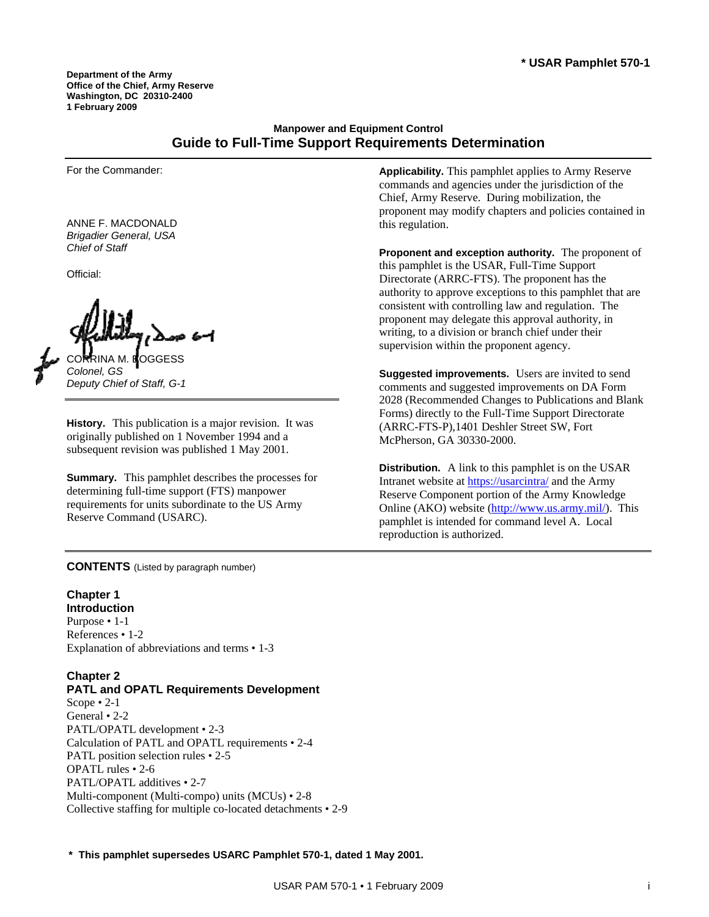**\* USAR Pamphlet 570-1**

**Department of the Army**
**Office of the Chief, Army Reserve**
**Washington, DC 20310-2400**
**1 February 2009**

**Manpower and Equipment Control**

# Guide to Full-Time Support Requirements Determination

For the Commander:

ANNE F. MACDONALD
*Brigadier General, USA*
*Chief of Staff*

Official:

CORRINA M. BOGGESS
*Colonel, GS*
*Deputy Chief of Staff, G-1*

**History.** This publication is a major revision. It was originally published on 1 November 1994 and a subsequent revision was published 1 May 2001.

**Summary.** This pamphlet describes the processes for determining full-time support (FTS) manpower requirements for units subordinate to the US Army Reserve Command (USARC).

**Applicability.** This pamphlet applies to Army Reserve commands and agencies under the jurisdiction of the Chief, Army Reserve. During mobilization, the proponent may modify chapters and policies contained in this regulation.

**Proponent and exception authority.** The proponent of this pamphlet is the USAR, Full-Time Support Directorate (ARRC-FTS). The proponent has the authority to approve exceptions to this pamphlet that are consistent with controlling law and regulation. The proponent may delegate this approval authority, in writing, to a division or branch chief under their supervision within the proponent agency.

**Suggested improvements.** Users are invited to send comments and suggested improvements on DA Form 2028 (Recommended Changes to Publications and Blank Forms) directly to the Full-Time Support Directorate (ARRC-FTS-P),1401 Deshler Street SW, Fort McPherson, GA 30330-2000.

**Distribution.** A link to this pamphlet is on the USAR Intranet website at https://usarcintra/ and the Army Reserve Component portion of the Army Knowledge Online (AKO) website (http://www.us.army.mil/). This pamphlet is intended for command level A. Local reproduction is authorized.

**CONTENTS** (Listed by paragraph number)

**Chapter 1**
**Introduction**
Purpose • 1-1
References • 1-2
Explanation of abbreviations and terms • 1-3

**Chapter 2**
**PATL and OPATL Requirements Development**
Scope • 2-1
General • 2-2
PATL/OPATL development • 2-3
Calculation of PATL and OPATL requirements • 2-4
PATL position selection rules • 2-5
OPATL rules • 2-6
PATL/OPATL additives • 2-7
Multi-component (Multi-compo) units (MCUs) • 2-8
Collective staffing for multiple co-located detachments • 2-9

**\* This pamphlet supersedes USARC Pamphlet 570-1, dated 1 May 2001.**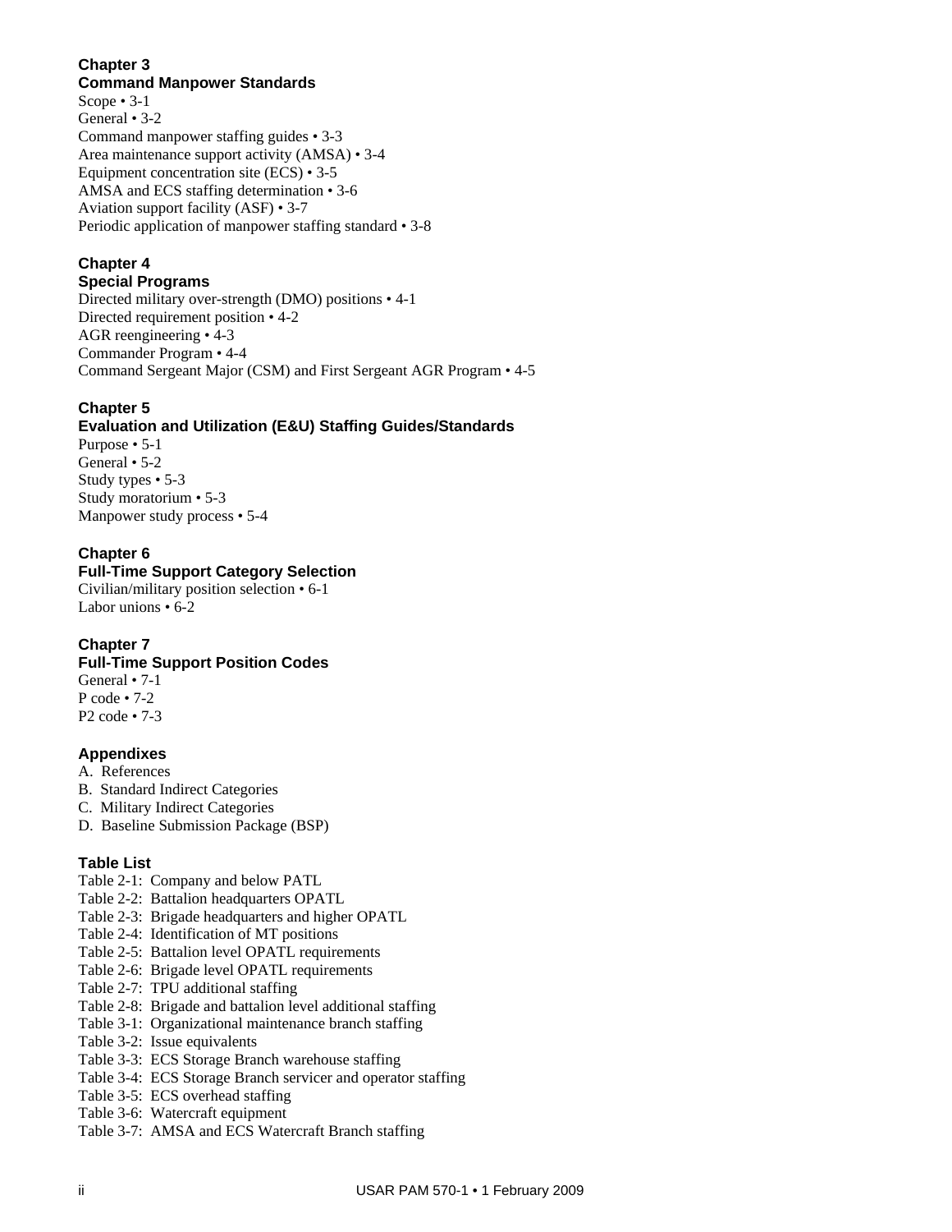**Chapter 3**
**Command Manpower Standards**

Scope • 3-1
General • 3-2
Command manpower staffing guides • 3-3
Area maintenance support activity (AMSA) • 3-4
Equipment concentration site (ECS) • 3-5
AMSA and ECS staffing determination • 3-6
Aviation support facility (ASF) • 3-7
Periodic application of manpower staffing standard • 3-8

**Chapter 4**
**Special Programs**

Directed military over-strength (DMO) positions • 4-1
Directed requirement position • 4-2
AGR reengineering • 4-3
Commander Program • 4-4
Command Sergeant Major (CSM) and First Sergeant AGR Program • 4-5

**Chapter 5**
**Evaluation and Utilization (E&U) Staffing Guides/Standards**

Purpose • 5-1
General • 5-2
Study types • 5-3
Study moratorium • 5-3
Manpower study process • 5-4

**Chapter 6**
**Full-Time Support Category Selection**

Civilian/military position selection • 6-1
Labor unions • 6-2

**Chapter 7**
**Full-Time Support Position Codes**

General • 7-1
P code • 7-2
P2 code • 7-3

**Appendixes**

A. References
B. Standard Indirect Categories
C. Military Indirect Categories
D. Baseline Submission Package (BSP)

**Table List**

Table 2-1: Company and below PATL
Table 2-2: Battalion headquarters OPATL
Table 2-3: Brigade headquarters and higher OPATL
Table 2-4: Identification of MT positions
Table 2-5: Battalion level OPATL requirements
Table 2-6: Brigade level OPATL requirements
Table 2-7: TPU additional staffing
Table 2-8: Brigade and battalion level additional staffing
Table 3-1: Organizational maintenance branch staffing
Table 3-2: Issue equivalents
Table 3-3: ECS Storage Branch warehouse staffing
Table 3-4: ECS Storage Branch servicer and operator staffing
Table 3-5: ECS overhead staffing
Table 3-6: Watercraft equipment
Table 3-7: AMSA and ECS Watercraft Branch staffing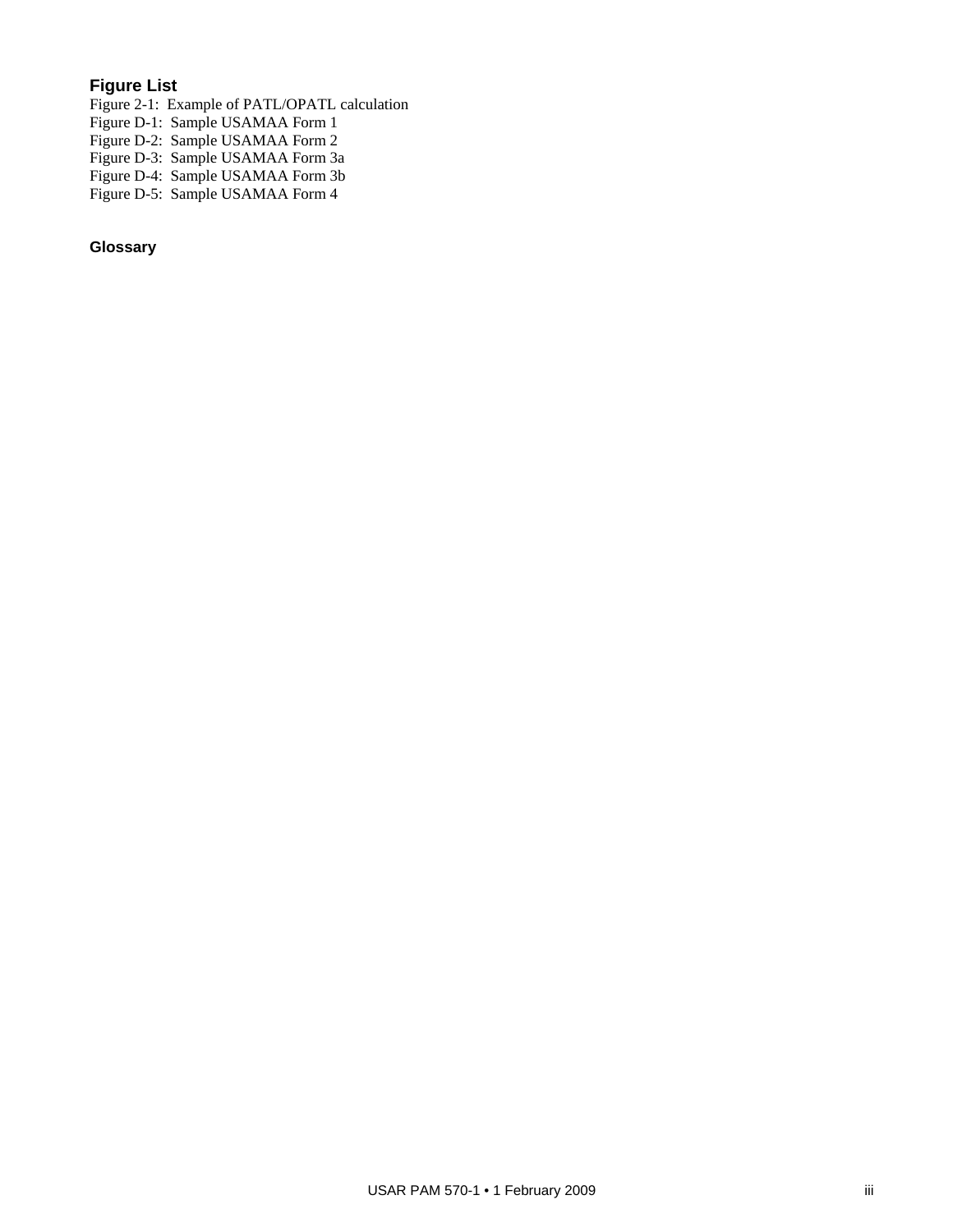## Figure List

Figure 2-1: Example of PATL/OPATL calculation
Figure D-1: Sample USAMAA Form 1
Figure D-2: Sample USAMAA Form 2
Figure D-3: Sample USAMAA Form 3a
Figure D-4: Sample USAMAA Form 3b
Figure D-5: Sample USAMAA Form 4

### Glossary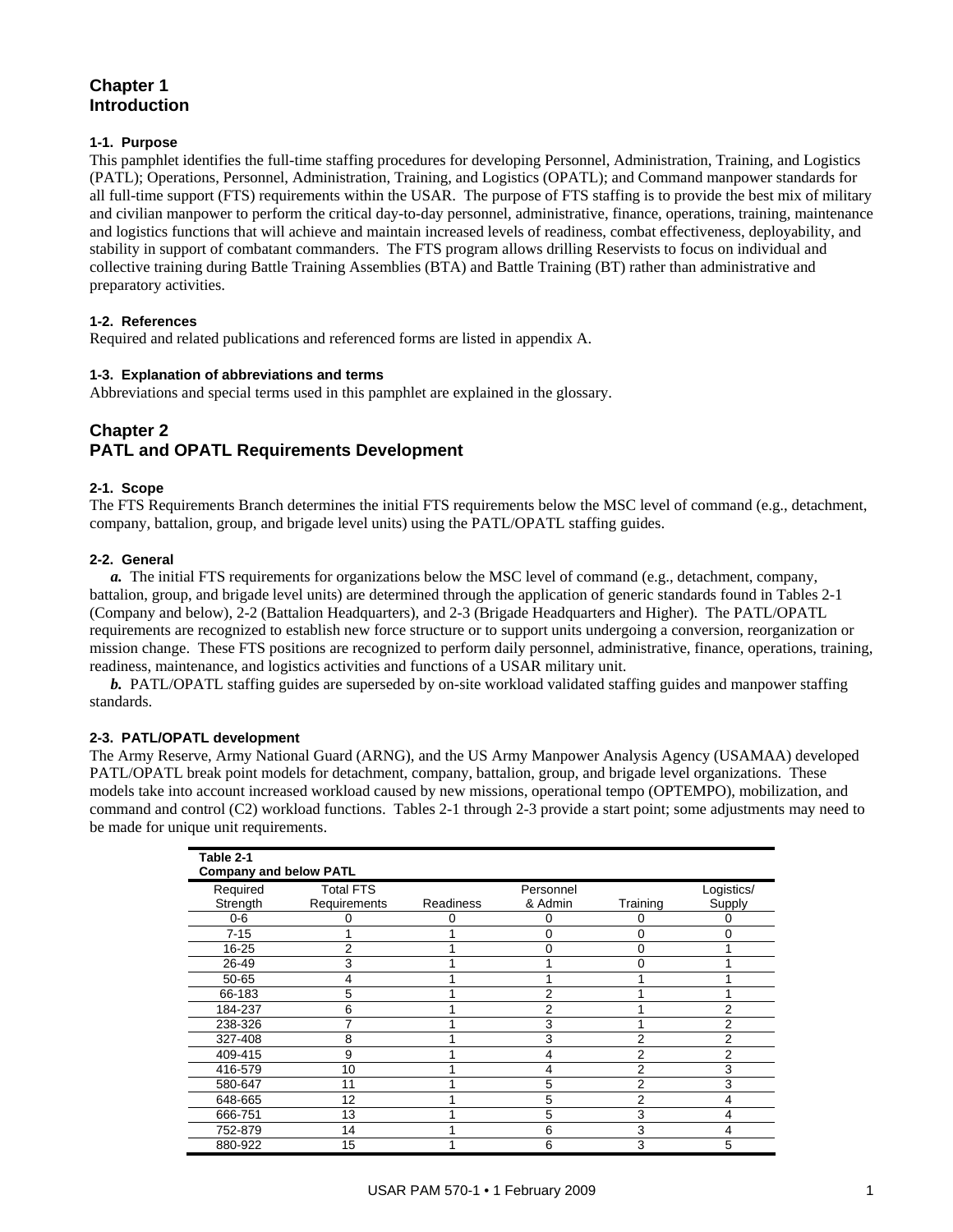# Chapter 1
# Introduction

### 1-1. Purpose

This pamphlet identifies the full-time staffing procedures for developing Personnel, Administration, Training, and Logistics (PATL); Operations, Personnel, Administration, Training, and Logistics (OPATL); and Command manpower standards for all full-time support (FTS) requirements within the USAR. The purpose of FTS staffing is to provide the best mix of military and civilian manpower to perform the critical day-to-day personnel, administrative, finance, operations, training, maintenance and logistics functions that will achieve and maintain increased levels of readiness, combat effectiveness, deployability, and stability in support of combatant commanders. The FTS program allows drilling Reservists to focus on individual and collective training during Battle Training Assemblies (BTA) and Battle Training (BT) rather than administrative and preparatory activities.

### 1-2. References

Required and related publications and referenced forms are listed in appendix A.

### 1-3. Explanation of abbreviations and terms

Abbreviations and special terms used in this pamphlet are explained in the glossary.

# Chapter 2
# PATL and OPATL Requirements Development

### 2-1. Scope

The FTS Requirements Branch determines the initial FTS requirements below the MSC level of command (e.g., detachment, company, battalion, group, and brigade level units) using the PATL/OPATL staffing guides.

### 2-2. General

***a.*** The initial FTS requirements for organizations below the MSC level of command (e.g., detachment, company, battalion, group, and brigade level units) are determined through the application of generic standards found in Tables 2-1 (Company and below), 2-2 (Battalion Headquarters), and 2-3 (Brigade Headquarters and Higher). The PATL/OPATL requirements are recognized to establish new force structure or to support units undergoing a conversion, reorganization or mission change. These FTS positions are recognized to perform daily personnel, administrative, finance, operations, training, readiness, maintenance, and logistics activities and functions of a USAR military unit.

***b.*** PATL/OPATL staffing guides are superseded by on-site workload validated staffing guides and manpower staffing standards.

### 2-3. PATL/OPATL development

The Army Reserve, Army National Guard (ARNG), and the US Army Manpower Analysis Agency (USAMAA) developed PATL/OPATL break point models for detachment, company, battalion, group, and brigade level organizations. These models take into account increased workload caused by new missions, operational tempo (OPTEMPO), mobilization, and command and control (C2) workload functions. Tables 2-1 through 2-3 provide a start point; some adjustments may need to be made for unique unit requirements.

**Table 2-1**
**Company and below PATL**

| Required Strength | Total FTS Requirements | Readiness | Personnel & Admin | Training | Logistics/ Supply |
|---|---|---|---|---|---|
| 0-6 | 0 | 0 | 0 | 0 | 0 |
| 7-15 | 1 | 1 | 0 | 0 | 0 |
| 16-25 | 2 | 1 | 0 | 0 | 1 |
| 26-49 | 3 | 1 | 1 | 0 | 1 |
| 50-65 | 4 | 1 | 1 | 1 | 1 |
| 66-183 | 5 | 1 | 2 | 1 | 1 |
| 184-237 | 6 | 1 | 2 | 1 | 2 |
| 238-326 | 7 | 1 | 3 | 1 | 2 |
| 327-408 | 8 | 1 | 3 | 2 | 2 |
| 409-415 | 9 | 1 | 4 | 2 | 2 |
| 416-579 | 10 | 1 | 4 | 2 | 3 |
| 580-647 | 11 | 1 | 5 | 2 | 3 |
| 648-665 | 12 | 1 | 5 | 2 | 4 |
| 666-751 | 13 | 1 | 5 | 3 | 4 |
| 752-879 | 14 | 1 | 6 | 3 | 4 |
| 880-922 | 15 | 1 | 6 | 3 | 5 |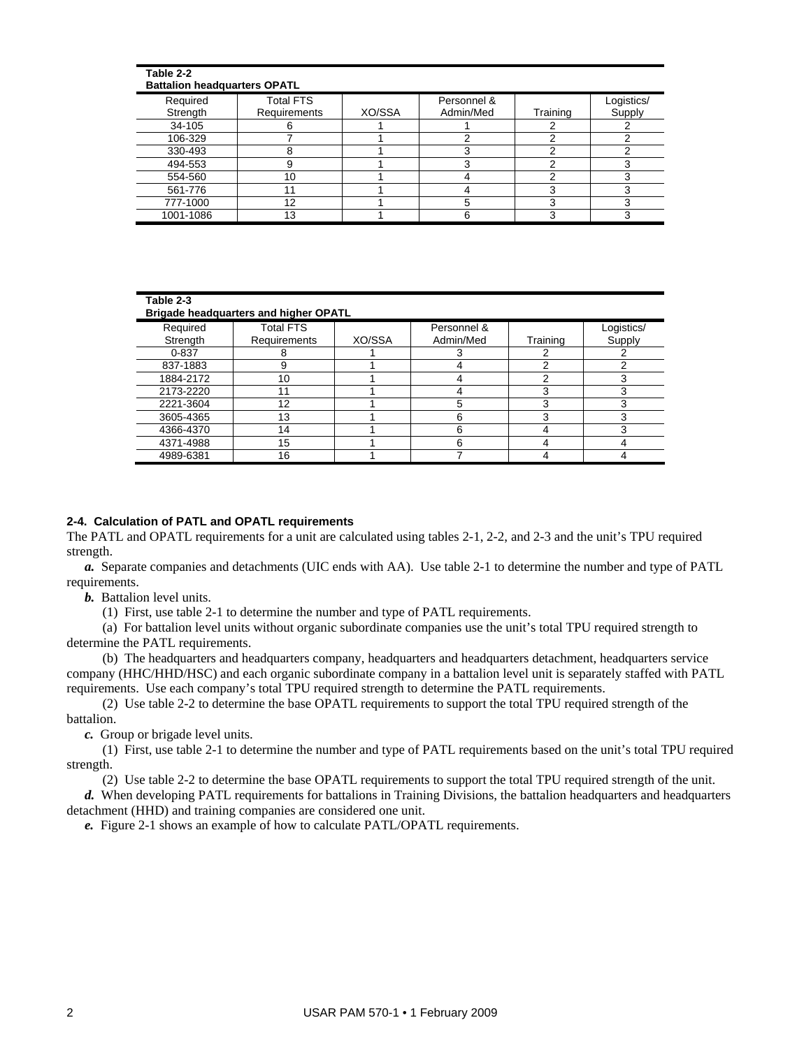**Table 2-2**
**Battalion headquarters OPATL**

| Required Strength | Total FTS Requirements | XO/SSA | Personnel & Admin/Med | Training | Logistics/ Supply |
|---|---|---|---|---|---|
| 34-105 | 6 | 1 | 1 | 2 | 2 |
| 106-329 | 7 | 1 | 2 | 2 | 2 |
| 330-493 | 8 | 1 | 3 | 2 | 2 |
| 494-553 | 9 | 1 | 3 | 2 | 3 |
| 554-560 | 10 | 1 | 4 | 2 | 3 |
| 561-776 | 11 | 1 | 4 | 3 | 3 |
| 777-1000 | 12 | 1 | 5 | 3 | 3 |
| 1001-1086 | 13 | 1 | 6 | 3 | 3 |

**Table 2-3**
**Brigade headquarters and higher OPATL**

| Required Strength | Total FTS Requirements | XO/SSA | Personnel & Admin/Med | Training | Logistics/ Supply |
|---|---|---|---|---|---|
| 0-837 | 8 | 1 | 3 | 2 | 2 |
| 837-1883 | 9 | 1 | 4 | 2 | 2 |
| 1884-2172 | 10 | 1 | 4 | 2 | 3 |
| 2173-2220 | 11 | 1 | 4 | 3 | 3 |
| 2221-3604 | 12 | 1 | 5 | 3 | 3 |
| 3605-4365 | 13 | 1 | 6 | 3 | 3 |
| 4366-4370 | 14 | 1 | 6 | 4 | 3 |
| 4371-4988 | 15 | 1 | 6 | 4 | 4 |
| 4989-6381 | 16 | 1 | 7 | 4 | 4 |

### 2-4. Calculation of PATL and OPATL requirements

The PATL and OPATL requirements for a unit are calculated using tables 2-1, 2-2, and 2-3 and the unit's TPU required strength.

***a.*** Separate companies and detachments (UIC ends with AA). Use table 2-1 to determine the number and type of PATL requirements.

***b.*** Battalion level units.

(1) First, use table 2-1 to determine the number and type of PATL requirements.

(a) For battalion level units without organic subordinate companies use the unit's total TPU required strength to determine the PATL requirements.

(b) The headquarters and headquarters company, headquarters and headquarters detachment, headquarters service company (HHC/HHD/HSC) and each organic subordinate company in a battalion level unit is separately staffed with PATL requirements. Use each company's total TPU required strength to determine the PATL requirements.

(2) Use table 2-2 to determine the base OPATL requirements to support the total TPU required strength of the battalion.

***c.*** Group or brigade level units.

(1) First, use table 2-1 to determine the number and type of PATL requirements based on the unit's total TPU required strength.

(2) Use table 2-2 to determine the base OPATL requirements to support the total TPU required strength of the unit.

***d.*** When developing PATL requirements for battalions in Training Divisions, the battalion headquarters and headquarters detachment (HHD) and training companies are considered one unit.

***e.*** Figure 2-1 shows an example of how to calculate PATL/OPATL requirements.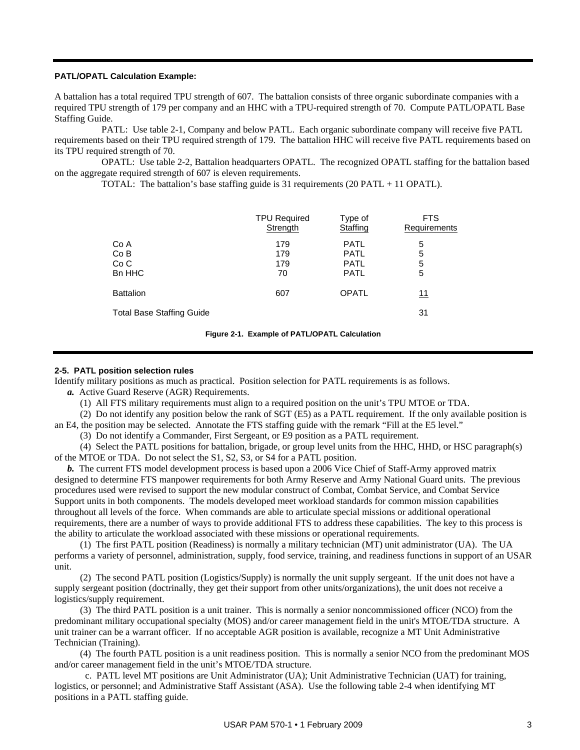**PATL/OPATL Calculation Example:**

A battalion has a total required TPU strength of 607. The battalion consists of three organic subordinate companies with a required TPU strength of 179 per company and an HHC with a TPU-required strength of 70. Compute PATL/OPATL Base Staffing Guide.

PATL: Use table 2-1, Company and below PATL. Each organic subordinate company will receive five PATL requirements based on their TPU required strength of 179. The battalion HHC will receive five PATL requirements based on its TPU required strength of 70.

OPATL: Use table 2-2, Battalion headquarters OPATL. The recognized OPATL staffing for the battalion based on the aggregate required strength of 607 is eleven requirements.

TOTAL: The battalion's base staffing guide is 31 requirements (20 PATL + 11 OPATL).

| | TPU Required Strength | Type of Staffing | FTS Requirements |
|---|---|---|---|
| Co A | 179 | PATL | 5 |
| Co B | 179 | PATL | 5 |
| Co C | 179 | PATL | 5 |
| Bn HHC | 70 | PATL | 5 |
| Battalion | 607 | OPATL | 11 |
| Total Base Staffing Guide | | | 31 |

**Figure 2-1. Example of PATL/OPATL Calculation**

**2-5. PATL position selection rules**

Identify military positions as much as practical. Position selection for PATL requirements is as follows.

***a.*** Active Guard Reserve (AGR) Requirements.

(1) All FTS military requirements must align to a required position on the unit's TPU MTOE or TDA.

(2) Do not identify any position below the rank of SGT (E5) as a PATL requirement. If the only available position is an E4, the position may be selected. Annotate the FTS staffing guide with the remark "Fill at the E5 level."

(3) Do not identify a Commander, First Sergeant, or E9 position as a PATL requirement.

(4) Select the PATL positions for battalion, brigade, or group level units from the HHC, HHD, or HSC paragraph(s) of the MTOE or TDA. Do not select the S1, S2, S3, or S4 for a PATL position.

***b.*** The current FTS model development process is based upon a 2006 Vice Chief of Staff-Army approved matrix designed to determine FTS manpower requirements for both Army Reserve and Army National Guard units. The previous procedures used were revised to support the new modular construct of Combat, Combat Service, and Combat Service Support units in both components. The models developed meet workload standards for common mission capabilities throughout all levels of the force. When commands are able to articulate special missions or additional operational requirements, there are a number of ways to provide additional FTS to address these capabilities. The key to this process is the ability to articulate the workload associated with these missions or operational requirements.

(1) The first PATL position (Readiness) is normally a military technician (MT) unit administrator (UA). The UA performs a variety of personnel, administration, supply, food service, training, and readiness functions in support of an USAR unit.

(2) The second PATL position (Logistics/Supply) is normally the unit supply sergeant. If the unit does not have a supply sergeant position (doctrinally, they get their support from other units/organizations), the unit does not receive a logistics/supply requirement.

(3) The third PATL position is a unit trainer. This is normally a senior noncommissioned officer (NCO) from the predominant military occupational specialty (MOS) and/or career management field in the unit's MTOE/TDA structure. A unit trainer can be a warrant officer. If no acceptable AGR position is available, recognize a MT Unit Administrative Technician (Training).

(4) The fourth PATL position is a unit readiness position. This is normally a senior NCO from the predominant MOS and/or career management field in the unit's MTOE/TDA structure.

c. PATL level MT positions are Unit Administrator (UA); Unit Administrative Technician (UAT) for training, logistics, or personnel; and Administrative Staff Assistant (ASA). Use the following table 2-4 when identifying MT positions in a PATL staffing guide.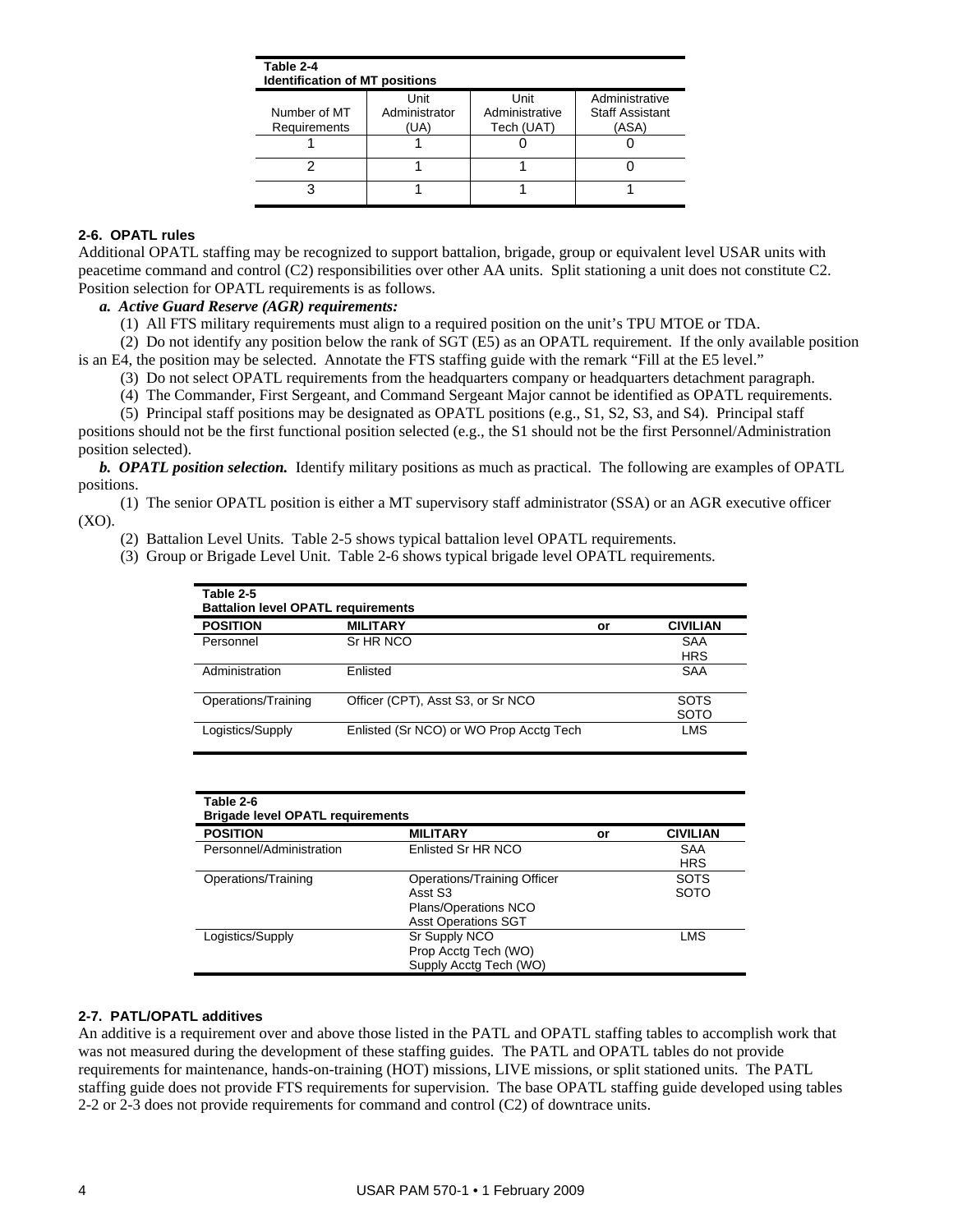**Table 2-4**
**Identification of MT positions**

| Number of MT Requirements | Unit Administrator (UA) | Unit Administrative Tech (UAT) | Administrative Staff Assistant (ASA) |
|---|---|---|---|
| 1 | 1 | 0 | 0 |
| 2 | 1 | 1 | 0 |
| 3 | 1 | 1 | 1 |

### 2-6. OPATL rules

Additional OPATL staffing may be recognized to support battalion, brigade, group or equivalent level USAR units with peacetime command and control (C2) responsibilities over other AA units. Split stationing a unit does not constitute C2. Position selection for OPATL requirements is as follows.

*a. Active Guard Reserve (AGR) requirements:*

(1) All FTS military requirements must align to a required position on the unit's TPU MTOE or TDA.

(2) Do not identify any position below the rank of SGT (E5) as an OPATL requirement. If the only available position is an E4, the position may be selected. Annotate the FTS staffing guide with the remark "Fill at the E5 level."

(3) Do not select OPATL requirements from the headquarters company or headquarters detachment paragraph.

(4) The Commander, First Sergeant, and Command Sergeant Major cannot be identified as OPATL requirements.

(5) Principal staff positions may be designated as OPATL positions (e.g., S1, S2, S3, and S4). Principal staff positions should not be the first functional position selected (e.g., the S1 should not be the first Personnel/Administration position selected).

***b. OPATL position selection.*** Identify military positions as much as practical. The following are examples of OPATL positions.

(1) The senior OPATL position is either a MT supervisory staff administrator (SSA) or an AGR executive officer (XO).

(2) Battalion Level Units. Table 2-5 shows typical battalion level OPATL requirements.

(3) Group or Brigade Level Unit. Table 2-6 shows typical brigade level OPATL requirements.

**Table 2-5**
**Battalion level OPATL requirements**

| POSITION | MILITARY | or | CIVILIAN |
|---|---|---|---|
| Personnel | Sr HR NCO | | SAA<br>HRS |
| Administration | Enlisted | | SAA |
| Operations/Training | Officer (CPT), Asst S3, or Sr NCO | | SOTS<br>SOTO |
| Logistics/Supply | Enlisted (Sr NCO) or WO Prop Acctg Tech | | LMS |

**Table 2-6**
**Brigade level OPATL requirements**

| POSITION | MILITARY | or | CIVILIAN |
|---|---|---|---|
| Personnel/Administration | Enlisted Sr HR NCO | | SAA<br>HRS |
| Operations/Training | Operations/Training Officer<br>Asst S3<br>Plans/Operations NCO<br>Asst Operations SGT | | SOTS<br>SOTO |
| Logistics/Supply | Sr Supply NCO<br>Prop Acctg Tech (WO)<br>Supply Acctg Tech (WO) | | LMS |

### 2-7. PATL/OPATL additives

An additive is a requirement over and above those listed in the PATL and OPATL staffing tables to accomplish work that was not measured during the development of these staffing guides. The PATL and OPATL tables do not provide requirements for maintenance, hands-on-training (HOT) missions, LIVE missions, or split stationed units. The PATL staffing guide does not provide FTS requirements for supervision. The base OPATL staffing guide developed using tables 2-2 or 2-3 does not provide requirements for command and control (C2) of downtrace units.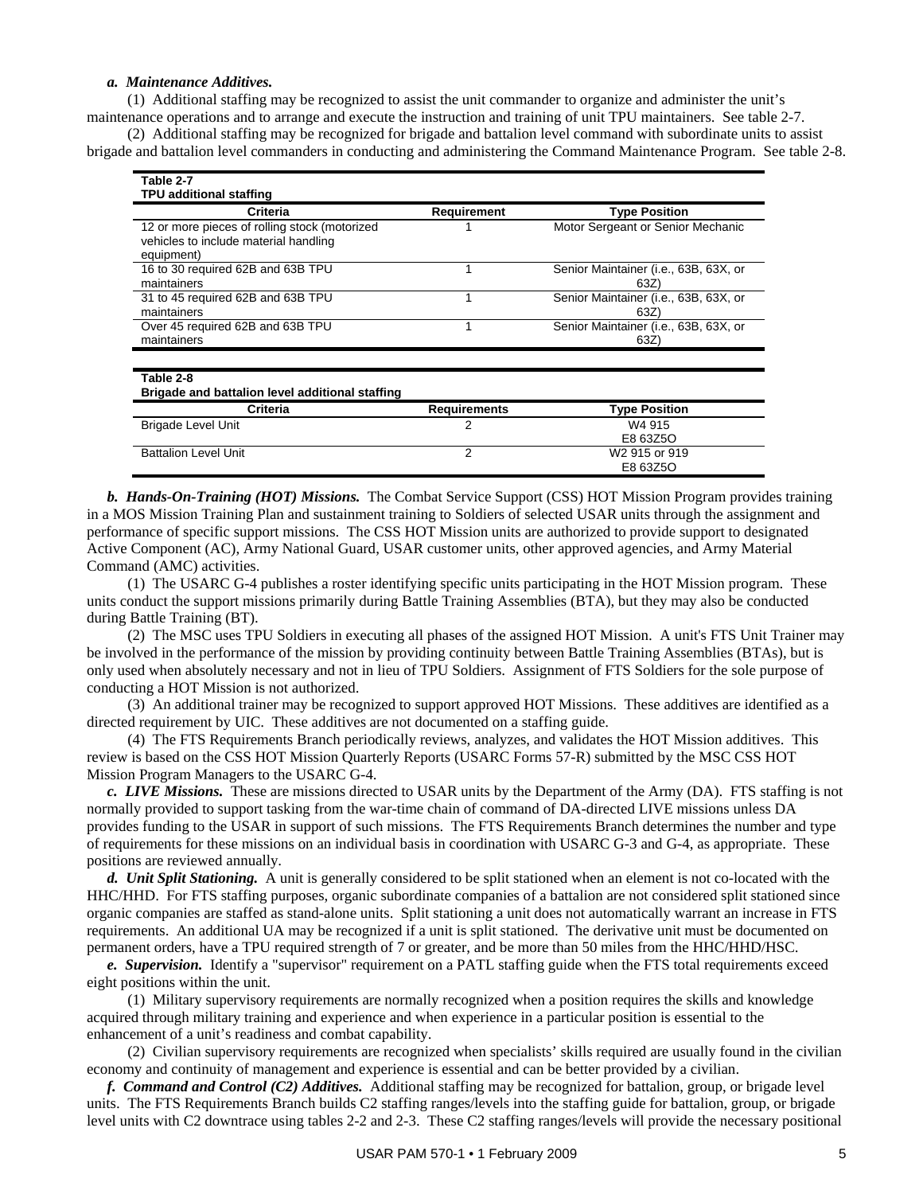***a. Maintenance Additives.***

(1) Additional staffing may be recognized to assist the unit commander to organize and administer the unit's maintenance operations and to arrange and execute the instruction and training of unit TPU maintainers. See table 2-7.

(2) Additional staffing may be recognized for brigade and battalion level command with subordinate units to assist brigade and battalion level commanders in conducting and administering the Command Maintenance Program. See table 2-8.

**Table 2-7**
**TPU additional staffing**

| Criteria | Requirement | Type Position |
|---|---|---|
| 12 or more pieces of rolling stock (motorized vehicles to include material handling equipment) | 1 | Motor Sergeant or Senior Mechanic |
| 16 to 30 required 62B and 63B TPU maintainers | 1 | Senior Maintainer (i.e., 63B, 63X, or 63Z) |
| 31 to 45 required 62B and 63B TPU maintainers | 1 | Senior Maintainer (i.e., 63B, 63X, or 63Z) |
| Over 45 required 62B and 63B TPU maintainers | 1 | Senior Maintainer (i.e., 63B, 63X, or 63Z) |

**Table 2-8**
**Brigade and battalion level additional staffing**

| Criteria | Requirements | Type Position |
|---|---|---|
| Brigade Level Unit | 2 | W4 915<br>E8 63Z5O |
| Battalion Level Unit | 2 | W2 915 or 919<br>E8 63Z5O |

***b. Hands-On-Training (HOT) Missions.*** The Combat Service Support (CSS) HOT Mission Program provides training in a MOS Mission Training Plan and sustainment training to Soldiers of selected USAR units through the assignment and performance of specific support missions. The CSS HOT Mission units are authorized to provide support to designated Active Component (AC), Army National Guard, USAR customer units, other approved agencies, and Army Material Command (AMC) activities.

(1) The USARC G-4 publishes a roster identifying specific units participating in the HOT Mission program. These units conduct the support missions primarily during Battle Training Assemblies (BTA), but they may also be conducted during Battle Training (BT).

(2) The MSC uses TPU Soldiers in executing all phases of the assigned HOT Mission. A unit's FTS Unit Trainer may be involved in the performance of the mission by providing continuity between Battle Training Assemblies (BTAs), but is only used when absolutely necessary and not in lieu of TPU Soldiers. Assignment of FTS Soldiers for the sole purpose of conducting a HOT Mission is not authorized.

(3) An additional trainer may be recognized to support approved HOT Missions. These additives are identified as a directed requirement by UIC. These additives are not documented on a staffing guide.

(4) The FTS Requirements Branch periodically reviews, analyzes, and validates the HOT Mission additives. This review is based on the CSS HOT Mission Quarterly Reports (USARC Forms 57-R) submitted by the MSC CSS HOT Mission Program Managers to the USARC G-4.

***c. LIVE Missions.*** These are missions directed to USAR units by the Department of the Army (DA). FTS staffing is not normally provided to support tasking from the war-time chain of command of DA-directed LIVE missions unless DA provides funding to the USAR in support of such missions. The FTS Requirements Branch determines the number and type of requirements for these missions on an individual basis in coordination with USARC G-3 and G-4, as appropriate. These positions are reviewed annually.

***d. Unit Split Stationing.*** A unit is generally considered to be split stationed when an element is not co-located with the HHC/HHD. For FTS staffing purposes, organic subordinate companies of a battalion are not considered split stationed since organic companies are staffed as stand-alone units. Split stationing a unit does not automatically warrant an increase in FTS requirements. An additional UA may be recognized if a unit is split stationed. The derivative unit must be documented on permanent orders, have a TPU required strength of 7 or greater, and be more than 50 miles from the HHC/HHD/HSC.

***e. Supervision.*** Identify a "supervisor" requirement on a PATL staffing guide when the FTS total requirements exceed eight positions within the unit.

(1) Military supervisory requirements are normally recognized when a position requires the skills and knowledge acquired through military training and experience and when experience in a particular position is essential to the enhancement of a unit's readiness and combat capability.

(2) Civilian supervisory requirements are recognized when specialists' skills required are usually found in the civilian economy and continuity of management and experience is essential and can be better provided by a civilian.

***f. Command and Control (C2) Additives.*** Additional staffing may be recognized for battalion, group, or brigade level units. The FTS Requirements Branch builds C2 staffing ranges/levels into the staffing guide for battalion, group, or brigade level units with C2 downtrace using tables 2-2 and 2-3. These C2 staffing ranges/levels will provide the necessary positional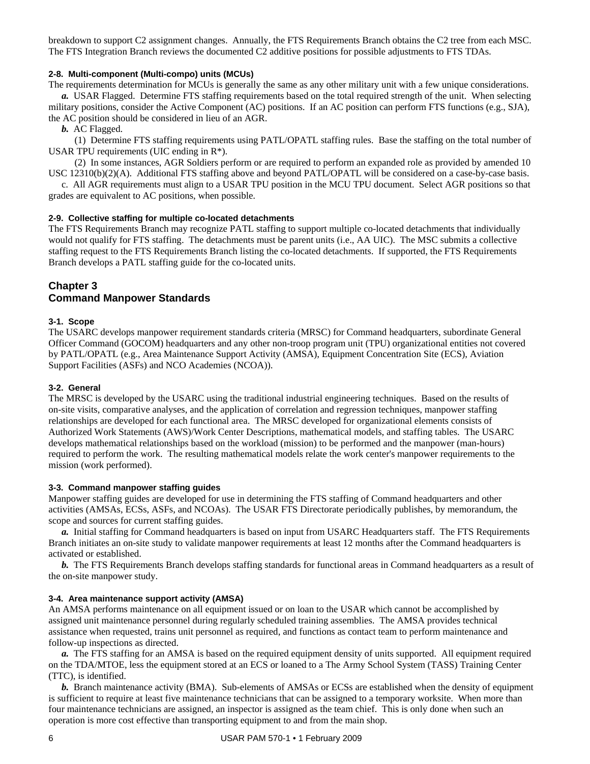breakdown to support C2 assignment changes. Annually, the FTS Requirements Branch obtains the C2 tree from each MSC. The FTS Integration Branch reviews the documented C2 additive positions for possible adjustments to FTS TDAs.

#### 2-8. Multi-component (Multi-compo) units (MCUs)

The requirements determination for MCUs is generally the same as any other military unit with a few unique considerations.

***a.*** USAR Flagged. Determine FTS staffing requirements based on the total required strength of the unit. When selecting military positions, consider the Active Component (AC) positions. If an AC position can perform FTS functions (e.g., SJA), the AC position should be considered in lieu of an AGR.

***b.*** AC Flagged.

(1) Determine FTS staffing requirements using PATL/OPATL staffing rules. Base the staffing on the total number of USAR TPU requirements (UIC ending in R*).

(2) In some instances, AGR Soldiers perform or are required to perform an expanded role as provided by amended 10 USC 12310(b)(2)(A). Additional FTS staffing above and beyond PATL/OPATL will be considered on a case-by-case basis.

c. All AGR requirements must align to a USAR TPU position in the MCU TPU document. Select AGR positions so that grades are equivalent to AC positions, when possible.

#### 2-9. Collective staffing for multiple co-located detachments

The FTS Requirements Branch may recognize PATL staffing to support multiple co-located detachments that individually would not qualify for FTS staffing. The detachments must be parent units (i.e., AA UIC). The MSC submits a collective staffing request to the FTS Requirements Branch listing the co-located detachments. If supported, the FTS Requirements Branch develops a PATL staffing guide for the co-located units.

## Chapter 3
## Command Manpower Standards

#### 3-1. Scope

The USARC develops manpower requirement standards criteria (MRSC) for Command headquarters, subordinate General Officer Command (GOCOM) headquarters and any other non-troop program unit (TPU) organizational entities not covered by PATL/OPATL (e.g., Area Maintenance Support Activity (AMSA), Equipment Concentration Site (ECS), Aviation Support Facilities (ASFs) and NCO Academies (NCOA)).

#### 3-2. General

The MRSC is developed by the USARC using the traditional industrial engineering techniques. Based on the results of on-site visits, comparative analyses, and the application of correlation and regression techniques, manpower staffing relationships are developed for each functional area. The MRSC developed for organizational elements consists of Authorized Work Statements (AWS)/Work Center Descriptions, mathematical models, and staffing tables. The USARC develops mathematical relationships based on the workload (mission) to be performed and the manpower (man-hours) required to perform the work. The resulting mathematical models relate the work center's manpower requirements to the mission (work performed).

#### 3-3. Command manpower staffing guides

Manpower staffing guides are developed for use in determining the FTS staffing of Command headquarters and other activities (AMSAs, ECSs, ASFs, and NCOAs). The USAR FTS Directorate periodically publishes, by memorandum, the scope and sources for current staffing guides.

***a.*** Initial staffing for Command headquarters is based on input from USARC Headquarters staff. The FTS Requirements Branch initiates an on-site study to validate manpower requirements at least 12 months after the Command headquarters is activated or established.

***b.*** The FTS Requirements Branch develops staffing standards for functional areas in Command headquarters as a result of the on-site manpower study.

#### 3-4. Area maintenance support activity (AMSA)

An AMSA performs maintenance on all equipment issued or on loan to the USAR which cannot be accomplished by assigned unit maintenance personnel during regularly scheduled training assemblies. The AMSA provides technical assistance when requested, trains unit personnel as required, and functions as contact team to perform maintenance and follow-up inspections as directed.

***a.*** The FTS staffing for an AMSA is based on the required equipment density of units supported. All equipment required on the TDA/MTOE, less the equipment stored at an ECS or loaned to a The Army School System (TASS) Training Center (TTC), is identified.

***b.*** Branch maintenance activity (BMA). Sub-elements of AMSAs or ECSs are established when the density of equipment is sufficient to require at least five maintenance technicians that can be assigned to a temporary worksite. When more than four maintenance technicians are assigned, an inspector is assigned as the team chief. This is only done when such an operation is more cost effective than transporting equipment to and from the main shop.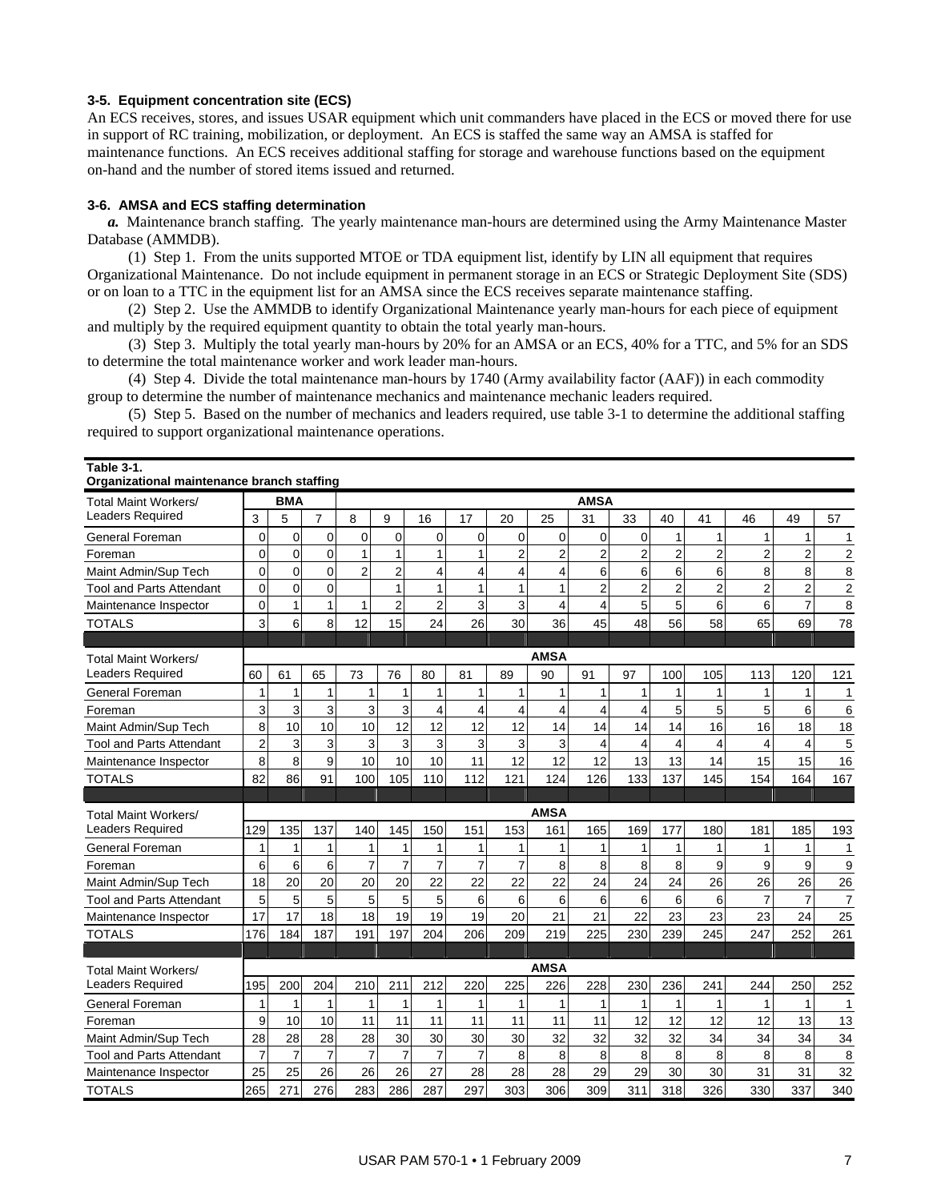### 3-5. Equipment concentration site (ECS)

An ECS receives, stores, and issues USAR equipment which unit commanders have placed in the ECS or moved there for use in support of RC training, mobilization, or deployment. An ECS is staffed the same way an AMSA is staffed for maintenance functions. An ECS receives additional staffing for storage and warehouse functions based on the equipment on-hand and the number of stored items issued and returned.

### 3-6. AMSA and ECS staffing determination

***a.*** Maintenance branch staffing. The yearly maintenance man-hours are determined using the Army Maintenance Master Database (AMMDB).

(1) Step 1. From the units supported MTOE or TDA equipment list, identify by LIN all equipment that requires Organizational Maintenance. Do not include equipment in permanent storage in an ECS or Strategic Deployment Site (SDS) or on loan to a TTC in the equipment list for an AMSA since the ECS receives separate maintenance staffing.

(2) Step 2. Use the AMMDB to identify Organizational Maintenance yearly man-hours for each piece of equipment and multiply by the required equipment quantity to obtain the total yearly man-hours.

(3) Step 3. Multiply the total yearly man-hours by 20% for an AMSA or an ECS, 40% for a TTC, and 5% for an SDS to determine the total maintenance worker and work leader man-hours.

(4) Step 4. Divide the total maintenance man-hours by 1740 (Army availability factor (AAF)) in each commodity group to determine the number of maintenance mechanics and maintenance mechanic leaders required.

(5) Step 5. Based on the number of mechanics and leaders required, use table 3-1 to determine the additional staffing required to support organizational maintenance operations.

**Table 3-1.**
**Organizational maintenance branch staffing**

| Total Maint Workers/ Leaders Required | BMA | | | AMSA | | | | | | | | | | | | |
|---|---|---|---|---|---|---|---|---|---|---|---|---|---|---|---|---|
| | 3 | 5 | 7 | 8 | 9 | 16 | 17 | 20 | 25 | 31 | 33 | 40 | 41 | 46 | 49 | 57 |
| General Foreman | 0 | 0 | 0 | 0 | 0 | 0 | 0 | 0 | 0 | 0 | 0 | 1 | 1 | 1 | 1 | 1 |
| Foreman | 0 | 0 | 0 | 1 | 1 | 1 | 1 | 2 | 2 | 2 | 2 | 2 | 2 | 2 | 2 | 2 |
| Maint Admin/Sup Tech | 0 | 0 | 0 | 2 | 2 | 4 | 4 | 4 | 4 | 6 | 6 | 6 | 6 | 8 | 8 | 8 |
| Tool and Parts Attendant | 0 | 0 | 0 | | 1 | 1 | 1 | 1 | 1 | 2 | 2 | 2 | 2 | 2 | 2 | 2 |
| Maintenance Inspector | 0 | 1 | 1 | 1 | 2 | 2 | 3 | 3 | 4 | 4 | 5 | 5 | 6 | 6 | 7 | 8 |
| TOTALS | 3 | 6 | 8 | 12 | 15 | 24 | 26 | 30 | 36 | 45 | 48 | 56 | 58 | 65 | 69 | 78 |
| Total Maint Workers/ Leaders Required | AMSA | | | | | | | | | | | | | | | |
| | 60 | 61 | 65 | 73 | 76 | 80 | 81 | 89 | 90 | 91 | 97 | 100 | 105 | 113 | 120 | 121 |
| General Foreman | 1 | 1 | 1 | 1 | 1 | 1 | 1 | 1 | 1 | 1 | 1 | 1 | 1 | 1 | 1 | 1 |
| Foreman | 3 | 3 | 3 | 3 | 3 | 4 | 4 | 4 | 4 | 4 | 4 | 5 | 5 | 5 | 6 | 6 |
| Maint Admin/Sup Tech | 8 | 10 | 10 | 10 | 12 | 12 | 12 | 12 | 14 | 14 | 14 | 14 | 16 | 16 | 18 | 18 |
| Tool and Parts Attendant | 2 | 3 | 3 | 3 | 3 | 3 | 3 | 3 | 3 | 4 | 4 | 4 | 4 | 4 | 4 | 5 |
| Maintenance Inspector | 8 | 8 | 9 | 10 | 10 | 10 | 11 | 12 | 12 | 12 | 13 | 13 | 14 | 15 | 15 | 16 |
| TOTALS | 82 | 86 | 91 | 100 | 105 | 110 | 112 | 121 | 124 | 126 | 133 | 137 | 145 | 154 | 164 | 167 |
| Total Maint Workers/ Leaders Required | AMSA | | | | | | | | | | | | | | | |
| | 129 | 135 | 137 | 140 | 145 | 150 | 151 | 153 | 161 | 165 | 169 | 177 | 180 | 181 | 185 | 193 |
| General Foreman | 1 | 1 | 1 | 1 | 1 | 1 | 1 | 1 | 1 | 1 | 1 | 1 | 1 | 1 | 1 | 1 |
| Foreman | 6 | 6 | 6 | 7 | 7 | 7 | 7 | 7 | 8 | 8 | 8 | 8 | 9 | 9 | 9 | 9 |
| Maint Admin/Sup Tech | 18 | 20 | 20 | 20 | 20 | 22 | 22 | 22 | 22 | 24 | 24 | 24 | 26 | 26 | 26 | 26 |
| Tool and Parts Attendant | 5 | 5 | 5 | 5 | 5 | 5 | 6 | 6 | 6 | 6 | 6 | 6 | 6 | 7 | 7 | 7 |
| Maintenance Inspector | 17 | 17 | 18 | 18 | 19 | 19 | 19 | 20 | 21 | 21 | 22 | 23 | 23 | 23 | 24 | 25 |
| TOTALS | 176 | 184 | 187 | 191 | 197 | 204 | 206 | 209 | 219 | 225 | 230 | 239 | 245 | 247 | 252 | 261 |
| Total Maint Workers/ Leaders Required | AMSA | | | | | | | | | | | | | | | |
| | 195 | 200 | 204 | 210 | 211 | 212 | 220 | 225 | 226 | 228 | 230 | 236 | 241 | 244 | 250 | 252 |
| General Foreman | 1 | 1 | 1 | 1 | 1 | 1 | 1 | 1 | 1 | 1 | 1 | 1 | 1 | 1 | 1 | 1 |
| Foreman | 9 | 10 | 10 | 11 | 11 | 11 | 11 | 11 | 11 | 11 | 12 | 12 | 12 | 12 | 13 | 13 |
| Maint Admin/Sup Tech | 28 | 28 | 28 | 28 | 30 | 30 | 30 | 30 | 32 | 32 | 32 | 32 | 34 | 34 | 34 | 34 |
| Tool and Parts Attendant | 7 | 7 | 7 | 7 | 7 | 7 | 7 | 8 | 8 | 8 | 8 | 8 | 8 | 8 | 8 | 8 |
| Maintenance Inspector | 25 | 25 | 26 | 26 | 26 | 27 | 28 | 28 | 28 | 29 | 29 | 30 | 30 | 31 | 31 | 32 |
| TOTALS | 265 | 271 | 276 | 283 | 286 | 287 | 297 | 303 | 306 | 309 | 311 | 318 | 326 | 330 | 337 | 340 |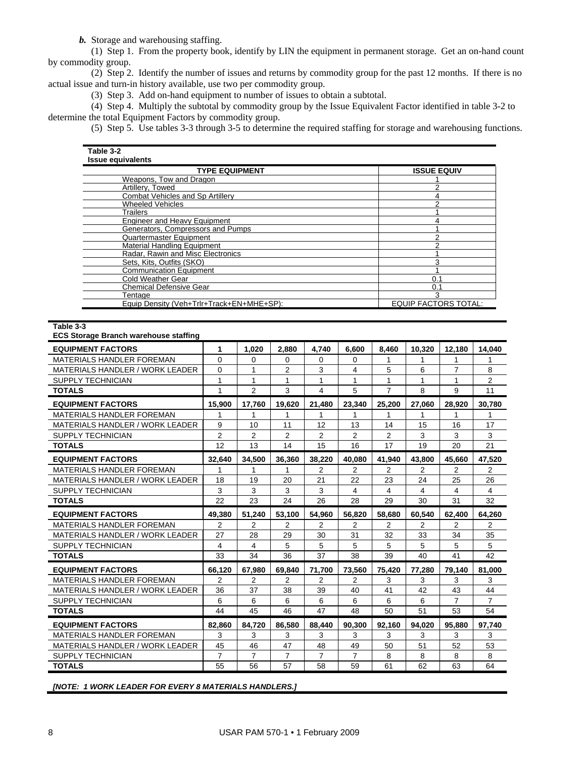*b.* Storage and warehousing staffing.

(1) Step 1. From the property book, identify by LIN the equipment in permanent storage. Get an on-hand count by commodity group.

(2) Step 2. Identify the number of issues and returns by commodity group for the past 12 months. If there is no actual issue and turn-in history available, use two per commodity group.

(3) Step 3. Add on-hand equipment to number of issues to obtain a subtotal.

(4) Step 4. Multiply the subtotal by commodity group by the Issue Equivalent Factor identified in table 3-2 to determine the total Equipment Factors by commodity group.

(5) Step 5. Use tables 3-3 through 3-5 to determine the required staffing for storage and warehousing functions.

**Table 3-2**
**Issue equivalents**

| TYPE EQUIPMENT | ISSUE EQUIV |
|---|---|
| Weapons, Tow and Dragon | 1 |
| Artillery, Towed | 2 |
| Combat Vehicles and Sp Artillery | 4 |
| Wheeled Vehicles | 2 |
| Trailers | 1 |
| Engineer and Heavy Equipment | 4 |
| Generators, Compressors and Pumps | 1 |
| Quartermaster Equipment | 2 |
| Material Handling Equipment | 2 |
| Radar, Rawin and Misc Electronics | 1 |
| Sets, Kits, Outfits (SKO) | 3 |
| Communication Equipment | 1 |
| Cold Weather Gear | 0.1 |
| Chemical Defensive Gear | 0.1 |
| Tentage | 3 |
| Equip Density (Veh+Trlr+Track+EN+MHE+SP): | EQUIP FACTORS TOTAL: |

**Table 3-3**
**ECS Storage Branch warehouse staffing**

| EQUIPMENT FACTORS | 1 | 1,020 | 2,880 | 4,740 | 6,600 | 8,460 | 10,320 | 12,180 | 14,040 |
|---|---|---|---|---|---|---|---|---|---|
| MATERIALS HANDLER FOREMAN | 0 | 0 | 0 | 0 | 0 | 1 | 1 | 1 | 1 |
| MATERIALS HANDLER / WORK LEADER | 0 | 1 | 2 | 3 | 4 | 5 | 6 | 7 | 8 |
| SUPPLY TECHNICIAN | 1 | 1 | 1 | 1 | 1 | 1 | 1 | 1 | 2 |
| **TOTALS** | 1 | 2 | 3 | 4 | 5 | 7 | 8 | 9 | 11 |
| **EQUIPMENT FACTORS** | **15,900** | **17,760** | **19,620** | **21,480** | **23,340** | **25,200** | **27,060** | **28,920** | **30,780** |
| MATERIALS HANDLER FOREMAN | 1 | 1 | 1 | 1 | 1 | 1 | 1 | 1 | 1 |
| MATERIALS HANDLER / WORK LEADER | 9 | 10 | 11 | 12 | 13 | 14 | 15 | 16 | 17 |
| SUPPLY TECHNICIAN | 2 | 2 | 2 | 2 | 2 | 2 | 3 | 3 | 3 |
| **TOTALS** | 12 | 13 | 14 | 15 | 16 | 17 | 19 | 20 | 21 |
| **EQUIPMENT FACTORS** | **32,640** | **34,500** | **36,360** | **38,220** | **40,080** | **41,940** | **43,800** | **45,660** | **47,520** |
| MATERIALS HANDLER FOREMAN | 1 | 1 | 1 | 2 | 2 | 2 | 2 | 2 | 2 |
| MATERIALS HANDLER / WORK LEADER | 18 | 19 | 20 | 21 | 22 | 23 | 24 | 25 | 26 |
| SUPPLY TECHNICIAN | 3 | 3 | 3 | 3 | 4 | 4 | 4 | 4 | 4 |
| **TOTALS** | 22 | 23 | 24 | 26 | 28 | 29 | 30 | 31 | 32 |
| **EQUIPMENT FACTORS** | **49,380** | **51,240** | **53,100** | **54,960** | **56,820** | **58,680** | **60,540** | **62,400** | **64,260** |
| MATERIALS HANDLER FOREMAN | 2 | 2 | 2 | 2 | 2 | 2 | 2 | 2 | 2 |
| MATERIALS HANDLER / WORK LEADER | 27 | 28 | 29 | 30 | 31 | 32 | 33 | 34 | 35 |
| SUPPLY TECHNICIAN | 4 | 4 | 5 | 5 | 5 | 5 | 5 | 5 | 5 |
| **TOTALS** | 33 | 34 | 36 | 37 | 38 | 39 | 40 | 41 | 42 |
| **EQUIPMENT FACTORS** | **66,120** | **67,980** | **69,840** | **71,700** | **73,560** | **75,420** | **77,280** | **79,140** | **81,000** |
| MATERIALS HANDLER FOREMAN | 2 | 2 | 2 | 2 | 2 | 3 | 3 | 3 | 3 |
| MATERIALS HANDLER / WORK LEADER | 36 | 37 | 38 | 39 | 40 | 41 | 42 | 43 | 44 |
| SUPPLY TECHNICIAN | 6 | 6 | 6 | 6 | 6 | 6 | 6 | 7 | 7 |
| **TOTALS** | 44 | 45 | 46 | 47 | 48 | 50 | 51 | 53 | 54 |
| **EQUIPMENT FACTORS** | **82,860** | **84,720** | **86,580** | **88,440** | **90,300** | **92,160** | **94,020** | **95,880** | **97,740** |
| MATERIALS HANDLER FOREMAN | 3 | 3 | 3 | 3 | 3 | 3 | 3 | 3 | 3 |
| MATERIALS HANDLER / WORK LEADER | 45 | 46 | 47 | 48 | 49 | 50 | 51 | 52 | 53 |
| SUPPLY TECHNICIAN | 7 | 7 | 7 | 7 | 7 | 8 | 8 | 8 | 8 |
| **TOTALS** | 55 | 56 | 57 | 58 | 59 | 61 | 62 | 63 | 64 |

***[NOTE: 1 WORK LEADER FOR EVERY 8 MATERIALS HANDLERS.]***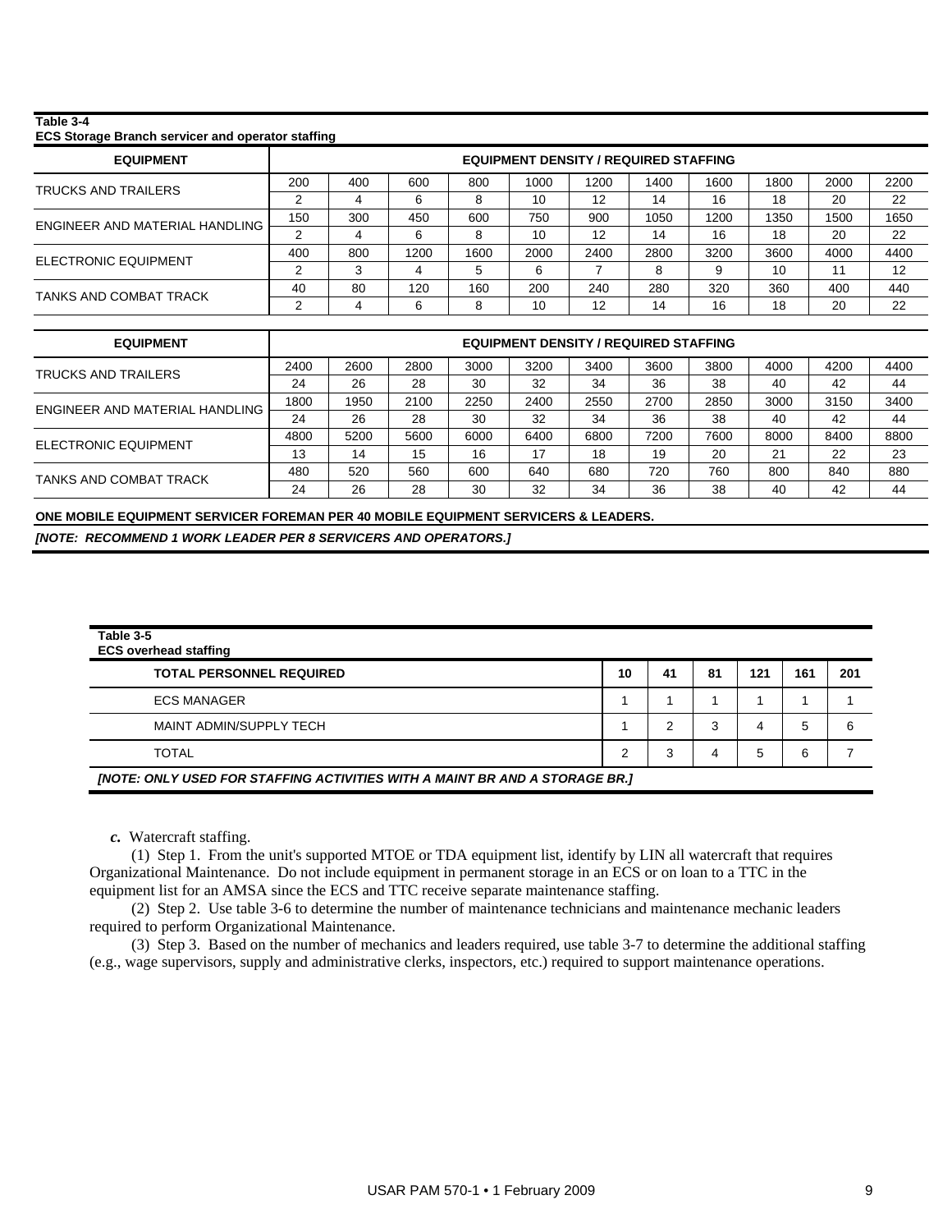**Table 3-4**
**ECS Storage Branch servicer and operator staffing**

| EQUIPMENT | EQUIPMENT DENSITY / REQUIRED STAFFING | | | | | | | | | | |
|---|---|---|---|---|---|---|---|---|---|---|---|
| TRUCKS AND TRAILERS | 200 | 400 | 600 | 800 | 1000 | 1200 | 1400 | 1600 | 1800 | 2000 | 2200 |
| | 2 | 4 | 6 | 8 | 10 | 12 | 14 | 16 | 18 | 20 | 22 |
| ENGINEER AND MATERIAL HANDLING | 150 | 300 | 450 | 600 | 750 | 900 | 1050 | 1200 | 1350 | 1500 | 1650 |
| | 2 | 4 | 6 | 8 | 10 | 12 | 14 | 16 | 18 | 20 | 22 |
| ELECTRONIC EQUIPMENT | 400 | 800 | 1200 | 1600 | 2000 | 2400 | 2800 | 3200 | 3600 | 4000 | 4400 |
| | 2 | 3 | 4 | 5 | 6 | 7 | 8 | 9 | 10 | 11 | 12 |
| TANKS AND COMBAT TRACK | 40 | 80 | 120 | 160 | 200 | 240 | 280 | 320 | 360 | 400 | 440 |
| | 2 | 4 | 6 | 8 | 10 | 12 | 14 | 16 | 18 | 20 | 22 |

| EQUIPMENT | EQUIPMENT DENSITY / REQUIRED STAFFING | | | | | | | | | | |
|---|---|---|---|---|---|---|---|---|---|---|---|
| TRUCKS AND TRAILERS | 2400 | 2600 | 2800 | 3000 | 3200 | 3400 | 3600 | 3800 | 4000 | 4200 | 4400 |
| | 24 | 26 | 28 | 30 | 32 | 34 | 36 | 38 | 40 | 42 | 44 |
| ENGINEER AND MATERIAL HANDLING | 1800 | 1950 | 2100 | 2250 | 2400 | 2550 | 2700 | 2850 | 3000 | 3150 | 3400 |
| | 24 | 26 | 28 | 30 | 32 | 34 | 36 | 38 | 40 | 42 | 44 |
| ELECTRONIC EQUIPMENT | 4800 | 5200 | 5600 | 6000 | 6400 | 6800 | 7200 | 7600 | 8000 | 8400 | 8800 |
| | 13 | 14 | 15 | 16 | 17 | 18 | 19 | 20 | 21 | 22 | 23 |
| TANKS AND COMBAT TRACK | 480 | 520 | 560 | 600 | 640 | 680 | 720 | 760 | 800 | 840 | 880 |
| | 24 | 26 | 28 | 30 | 32 | 34 | 36 | 38 | 40 | 42 | 44 |

**ONE MOBILE EQUIPMENT SERVICER FOREMAN PER 40 MOBILE EQUIPMENT SERVICERS & LEADERS.**

***[NOTE: RECOMMEND 1 WORK LEADER PER 8 SERVICERS AND OPERATORS.]***

**Table 3-5**
**ECS overhead staffing**

| TOTAL PERSONNEL REQUIRED | 10 | 41 | 81 | 121 | 161 | 201 |
|---|---|---|---|---|---|---|
| ECS MANAGER | 1 | 1 | 1 | 1 | 1 | 1 |
| MAINT ADMIN/SUPPLY TECH | 1 | 2 | 3 | 4 | 5 | 6 |
| TOTAL | 2 | 3 | 4 | 5 | 6 | 7 |

***[NOTE: ONLY USED FOR STAFFING ACTIVITIES WITH A MAINT BR AND A STORAGE BR.]***

***c.*** Watercraft staffing.

(1) Step 1. From the unit's supported MTOE or TDA equipment list, identify by LIN all watercraft that requires Organizational Maintenance. Do not include equipment in permanent storage in an ECS or on loan to a TTC in the equipment list for an AMSA since the ECS and TTC receive separate maintenance staffing.

(2) Step 2. Use table 3-6 to determine the number of maintenance technicians and maintenance mechanic leaders required to perform Organizational Maintenance.

(3) Step 3. Based on the number of mechanics and leaders required, use table 3-7 to determine the additional staffing (e.g., wage supervisors, supply and administrative clerks, inspectors, etc.) required to support maintenance operations.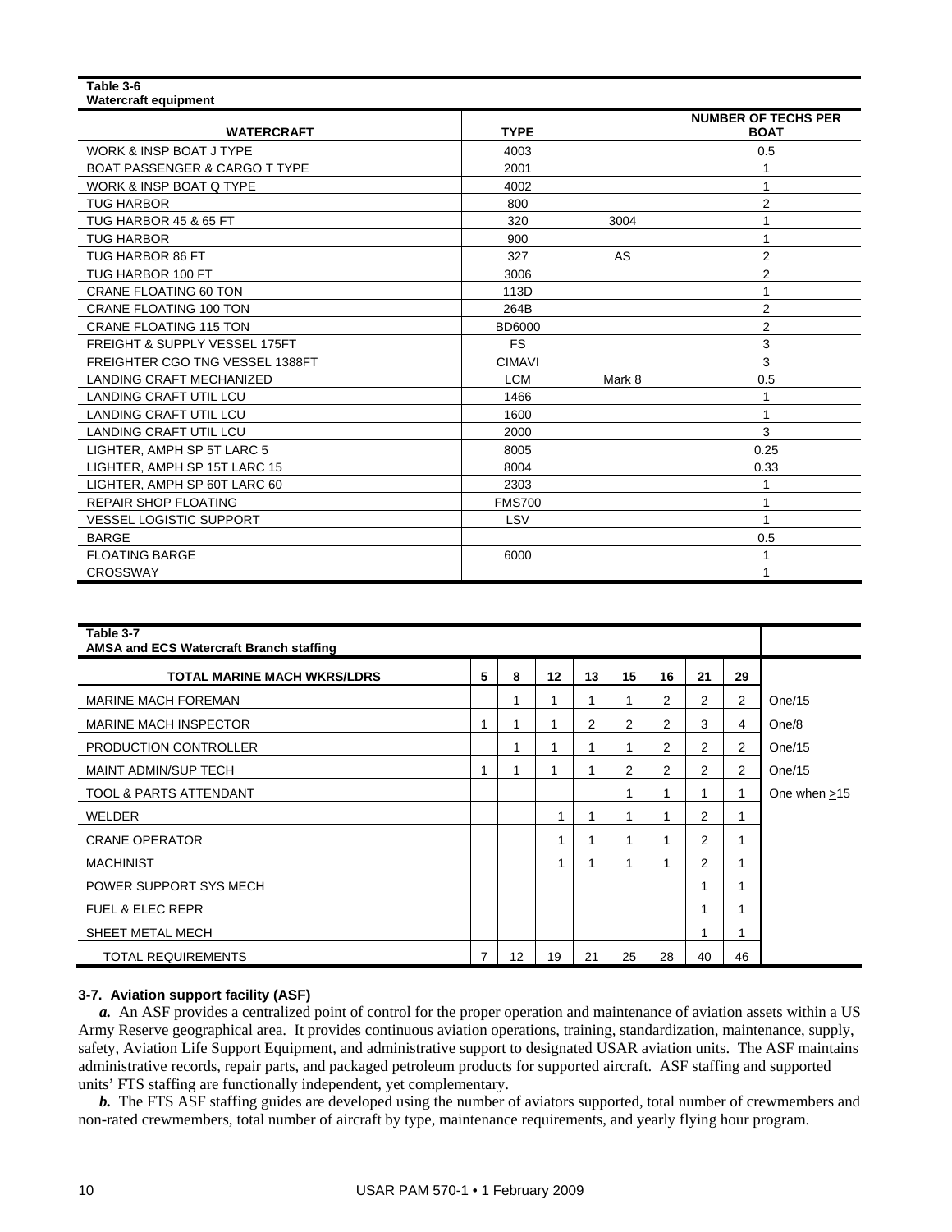**Table 3-6**
**Watercraft equipment**

| WATERCRAFT | TYPE | | NUMBER OF TECHS PER BOAT |
|---|---|---|---|
| WORK & INSP BOAT J TYPE | 4003 | | 0.5 |
| BOAT PASSENGER & CARGO T TYPE | 2001 | | 1 |
| WORK & INSP BOAT Q TYPE | 4002 | | 1 |
| TUG HARBOR | 800 | | 2 |
| TUG HARBOR 45 & 65 FT | 320 | 3004 | 1 |
| TUG HARBOR | 900 | | 1 |
| TUG HARBOR 86 FT | 327 | AS | 2 |
| TUG HARBOR 100 FT | 3006 | | 2 |
| CRANE FLOATING 60 TON | 113D | | 1 |
| CRANE FLOATING 100 TON | 264B | | 2 |
| CRANE FLOATING 115 TON | BD6000 | | 2 |
| FREIGHT & SUPPLY VESSEL 175FT | FS | | 3 |
| FREIGHTER CGO TNG VESSEL 1388FT | CIMAVI | | 3 |
| LANDING CRAFT MECHANIZED | LCM | Mark 8 | 0.5 |
| LANDING CRAFT UTIL LCU | 1466 | | 1 |
| LANDING CRAFT UTIL LCU | 1600 | | 1 |
| LANDING CRAFT UTIL LCU | 2000 | | 3 |
| LIGHTER, AMPH SP 5T LARC 5 | 8005 | | 0.25 |
| LIGHTER, AMPH SP 15T LARC 15 | 8004 | | 0.33 |
| LIGHTER, AMPH SP 60T LARC 60 | 2303 | | 1 |
| REPAIR SHOP FLOATING | FMS700 | | 1 |
| VESSEL LOGISTIC SUPPORT | LSV | | 1 |
| BARGE | | | 0.5 |
| FLOATING BARGE | 6000 | | 1 |
| CROSSWAY | | | 1 |

**Table 3-7**
**AMSA and ECS Watercraft Branch staffing**

| TOTAL MARINE MACH WKRS/LDRS | 5 | 8 | 12 | 13 | 15 | 16 | 21 | 29 | |
|---|---|---|---|---|---|---|---|---|---|
| MARINE MACH FOREMAN | | 1 | 1 | 1 | 1 | 2 | 2 | 2 | One/15 |
| MARINE MACH INSPECTOR | 1 | 1 | 1 | 2 | 2 | 2 | 3 | 4 | One/8 |
| PRODUCTION CONTROLLER | | 1 | 1 | 1 | 1 | 2 | 2 | 2 | One/15 |
| MAINT ADMIN/SUP TECH | 1 | 1 | 1 | 1 | 2 | 2 | 2 | 2 | One/15 |
| TOOL & PARTS ATTENDANT | | | | | 1 | 1 | 1 | 1 | One when ≥15 |
| WELDER | | | 1 | 1 | 1 | 1 | 2 | 1 | |
| CRANE OPERATOR | | | 1 | 1 | 1 | 1 | 2 | 1 | |
| MACHINIST | | | 1 | 1 | 1 | 1 | 2 | 1 | |
| POWER SUPPORT SYS MECH | | | | | | | 1 | 1 | |
| FUEL & ELEC REPR | | | | | | | 1 | 1 | |
| SHEET METAL MECH | | | | | | | 1 | 1 | |
| TOTAL REQUIREMENTS | 7 | 12 | 19 | 21 | 25 | 28 | 40 | 46 | |

**3-7. Aviation support facility (ASF)**

***a.*** An ASF provides a centralized point of control for the proper operation and maintenance of aviation assets within a US Army Reserve geographical area. It provides continuous aviation operations, training, standardization, maintenance, supply, safety, Aviation Life Support Equipment, and administrative support to designated USAR aviation units. The ASF maintains administrative records, repair parts, and packaged petroleum products for supported aircraft. ASF staffing and supported units' FTS staffing are functionally independent, yet complementary.

***b.*** The FTS ASF staffing guides are developed using the number of aviators supported, total number of crewmembers and non-rated crewmembers, total number of aircraft by type, maintenance requirements, and yearly flying hour program.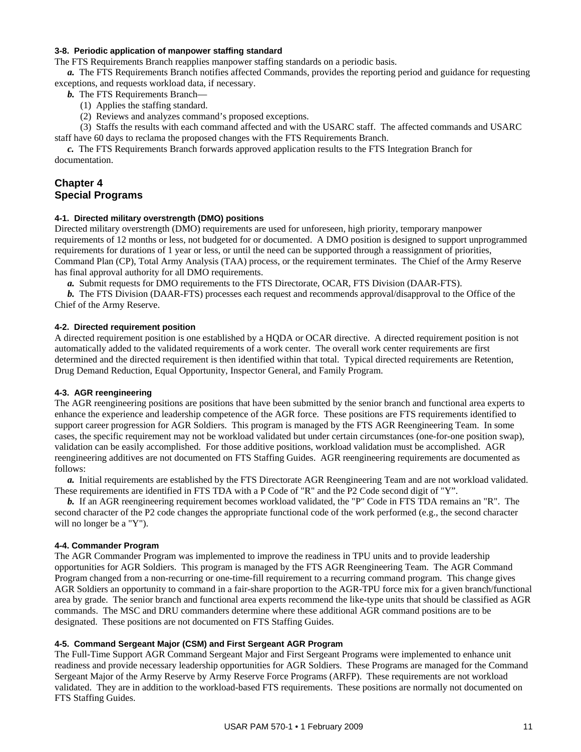#### 3-8. Periodic application of manpower staffing standard

The FTS Requirements Branch reapplies manpower staffing standards on a periodic basis.

***a.*** The FTS Requirements Branch notifies affected Commands, provides the reporting period and guidance for requesting exceptions, and requests workload data, if necessary.

***b.*** The FTS Requirements Branch—

(1) Applies the staffing standard.

(2) Reviews and analyzes command's proposed exceptions.

(3) Staffs the results with each command affected and with the USARC staff. The affected commands and USARC staff have 60 days to reclama the proposed changes with the FTS Requirements Branch.

***c.*** The FTS Requirements Branch forwards approved application results to the FTS Integration Branch for documentation.

## Chapter 4
## Special Programs

#### 4-1. Directed military overstrength (DMO) positions

Directed military overstrength (DMO) requirements are used for unforeseen, high priority, temporary manpower requirements of 12 months or less, not budgeted for or documented. A DMO position is designed to support unprogrammed requirements for durations of 1 year or less, or until the need can be supported through a reassignment of priorities, Command Plan (CP), Total Army Analysis (TAA) process, or the requirement terminates. The Chief of the Army Reserve has final approval authority for all DMO requirements.

***a.*** Submit requests for DMO requirements to the FTS Directorate, OCAR, FTS Division (DAAR-FTS).

***b.*** The FTS Division (DAAR-FTS) processes each request and recommends approval/disapproval to the Office of the Chief of the Army Reserve.

#### 4-2. Directed requirement position

A directed requirement position is one established by a HQDA or OCAR directive. A directed requirement position is not automatically added to the validated requirements of a work center. The overall work center requirements are first determined and the directed requirement is then identified within that total. Typical directed requirements are Retention, Drug Demand Reduction, Equal Opportunity, Inspector General, and Family Program.

#### 4-3. AGR reengineering

The AGR reengineering positions are positions that have been submitted by the senior branch and functional area experts to enhance the experience and leadership competence of the AGR force. These positions are FTS requirements identified to support career progression for AGR Soldiers. This program is managed by the FTS AGR Reengineering Team. In some cases, the specific requirement may not be workload validated but under certain circumstances (one-for-one position swap), validation can be easily accomplished. For those additive positions, workload validation must be accomplished. AGR reengineering additives are not documented on FTS Staffing Guides. AGR reengineering requirements are documented as follows:

***a.*** Initial requirements are established by the FTS Directorate AGR Reengineering Team and are not workload validated. These requirements are identified in FTS TDA with a P Code of "R" and the P2 Code second digit of "Y".

***b.*** If an AGR reengineering requirement becomes workload validated, the "P" Code in FTS TDA remains an "R". The second character of the P2 code changes the appropriate functional code of the work performed (e.g., the second character will no longer be a "Y").

#### 4-4. Commander Program

The AGR Commander Program was implemented to improve the readiness in TPU units and to provide leadership opportunities for AGR Soldiers. This program is managed by the FTS AGR Reengineering Team. The AGR Command Program changed from a non-recurring or one-time-fill requirement to a recurring command program. This change gives AGR Soldiers an opportunity to command in a fair-share proportion to the AGR-TPU force mix for a given branch/functional area by grade. The senior branch and functional area experts recommend the like-type units that should be classified as AGR commands. The MSC and DRU commanders determine where these additional AGR command positions are to be designated. These positions are not documented on FTS Staffing Guides.

#### 4-5. Command Sergeant Major (CSM) and First Sergeant AGR Program

The Full-Time Support AGR Command Sergeant Major and First Sergeant Programs were implemented to enhance unit readiness and provide necessary leadership opportunities for AGR Soldiers. These Programs are managed for the Command Sergeant Major of the Army Reserve by Army Reserve Force Programs (ARFP). These requirements are not workload validated. They are in addition to the workload-based FTS requirements. These positions are normally not documented on FTS Staffing Guides.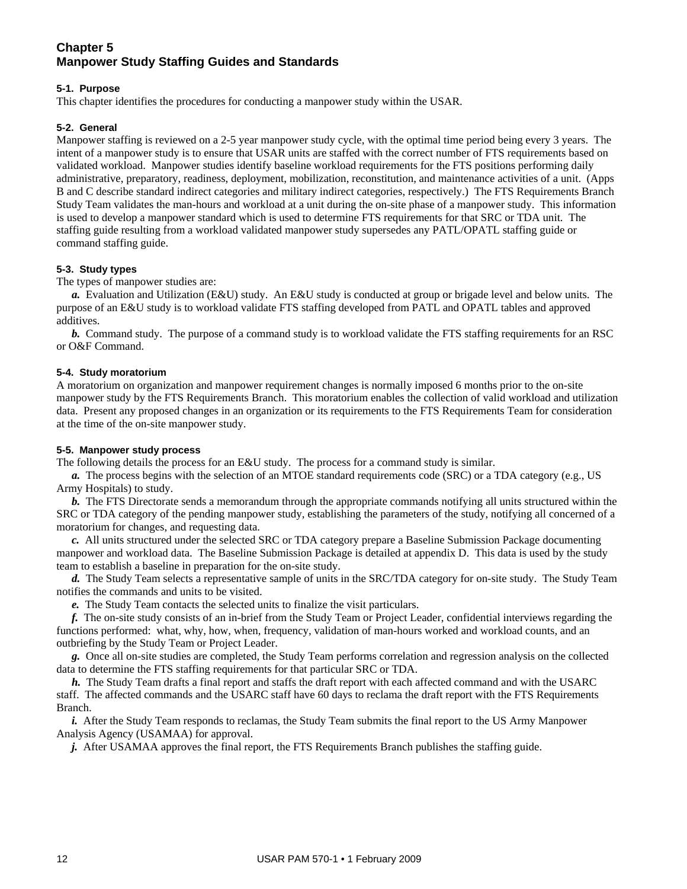# Chapter 5
# Manpower Study Staffing Guides and Standards

### 5-1. Purpose

This chapter identifies the procedures for conducting a manpower study within the USAR.

### 5-2. General

Manpower staffing is reviewed on a 2-5 year manpower study cycle, with the optimal time period being every 3 years. The intent of a manpower study is to ensure that USAR units are staffed with the correct number of FTS requirements based on validated workload. Manpower studies identify baseline workload requirements for the FTS positions performing daily administrative, preparatory, readiness, deployment, mobilization, reconstitution, and maintenance activities of a unit. (Apps B and C describe standard indirect categories and military indirect categories, respectively.) The FTS Requirements Branch Study Team validates the man-hours and workload at a unit during the on-site phase of a manpower study. This information is used to develop a manpower standard which is used to determine FTS requirements for that SRC or TDA unit. The staffing guide resulting from a workload validated manpower study supersedes any PATL/OPATL staffing guide or command staffing guide.

### 5-3. Study types

The types of manpower studies are:

***a.*** Evaluation and Utilization (E&U) study. An E&U study is conducted at group or brigade level and below units. The purpose of an E&U study is to workload validate FTS staffing developed from PATL and OPATL tables and approved additives.

***b.*** Command study. The purpose of a command study is to workload validate the FTS staffing requirements for an RSC or O&F Command.

### 5-4. Study moratorium

A moratorium on organization and manpower requirement changes is normally imposed 6 months prior to the on-site manpower study by the FTS Requirements Branch. This moratorium enables the collection of valid workload and utilization data. Present any proposed changes in an organization or its requirements to the FTS Requirements Team for consideration at the time of the on-site manpower study.

### 5-5. Manpower study process

The following details the process for an E&U study. The process for a command study is similar.

***a.*** The process begins with the selection of an MTOE standard requirements code (SRC) or a TDA category (e.g., US Army Hospitals) to study.

***b.*** The FTS Directorate sends a memorandum through the appropriate commands notifying all units structured within the SRC or TDA category of the pending manpower study, establishing the parameters of the study, notifying all concerned of a moratorium for changes, and requesting data.

***c.*** All units structured under the selected SRC or TDA category prepare a Baseline Submission Package documenting manpower and workload data. The Baseline Submission Package is detailed at appendix D. This data is used by the study team to establish a baseline in preparation for the on-site study.

***d.*** The Study Team selects a representative sample of units in the SRC/TDA category for on-site study. The Study Team notifies the commands and units to be visited.

***e.*** The Study Team contacts the selected units to finalize the visit particulars.

***f.*** The on-site study consists of an in-brief from the Study Team or Project Leader, confidential interviews regarding the functions performed: what, why, how, when, frequency, validation of man-hours worked and workload counts, and an outbriefing by the Study Team or Project Leader.

***g.*** Once all on-site studies are completed, the Study Team performs correlation and regression analysis on the collected data to determine the FTS staffing requirements for that particular SRC or TDA.

***h.*** The Study Team drafts a final report and staffs the draft report with each affected command and with the USARC staff. The affected commands and the USARC staff have 60 days to reclama the draft report with the FTS Requirements Branch.

***i.*** After the Study Team responds to reclamas, the Study Team submits the final report to the US Army Manpower Analysis Agency (USAMAA) for approval.

***j.*** After USAMAA approves the final report, the FTS Requirements Branch publishes the staffing guide.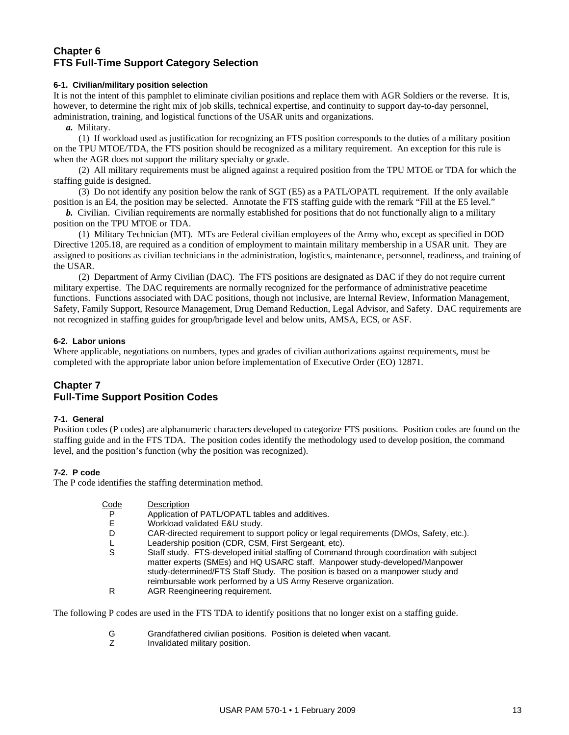## Chapter 6
## FTS Full-Time Support Category Selection

### 6-1. Civilian/military position selection

It is not the intent of this pamphlet to eliminate civilian positions and replace them with AGR Soldiers or the reverse. It is, however, to determine the right mix of job skills, technical expertise, and continuity to support day-to-day personnel, administration, training, and logistical functions of the USAR units and organizations.

***a.*** Military.

(1) If workload used as justification for recognizing an FTS position corresponds to the duties of a military position on the TPU MTOE/TDA, the FTS position should be recognized as a military requirement. An exception for this rule is when the AGR does not support the military specialty or grade.

(2) All military requirements must be aligned against a required position from the TPU MTOE or TDA for which the staffing guide is designed.

(3) Do not identify any position below the rank of SGT (E5) as a PATL/OPATL requirement. If the only available position is an E4, the position may be selected. Annotate the FTS staffing guide with the remark "Fill at the E5 level."

***b.*** Civilian. Civilian requirements are normally established for positions that do not functionally align to a military position on the TPU MTOE or TDA.

(1) Military Technician (MT). MTs are Federal civilian employees of the Army who, except as specified in DOD Directive 1205.18, are required as a condition of employment to maintain military membership in a USAR unit. They are assigned to positions as civilian technicians in the administration, logistics, maintenance, personnel, readiness, and training of the USAR.

(2) Department of Army Civilian (DAC). The FTS positions are designated as DAC if they do not require current military expertise. The DAC requirements are normally recognized for the performance of administrative peacetime functions. Functions associated with DAC positions, though not inclusive, are Internal Review, Information Management, Safety, Family Support, Resource Management, Drug Demand Reduction, Legal Advisor, and Safety. DAC requirements are not recognized in staffing guides for group/brigade level and below units, AMSA, ECS, or ASF.

### 6-2. Labor unions

Where applicable, negotiations on numbers, types and grades of civilian authorizations against requirements, must be completed with the appropriate labor union before implementation of Executive Order (EO) 12871.

## Chapter 7
## Full-Time Support Position Codes

### 7-1. General

Position codes (P codes) are alphanumeric characters developed to categorize FTS positions. Position codes are found on the staffing guide and in the FTS TDA. The position codes identify the methodology used to develop position, the command level, and the position's function (why the position was recognized).

### 7-2. P code

The P code identifies the staffing determination method.

| Code | Description |
|---|---|
| P | Application of PATL/OPATL tables and additives. |
| E | Workload validated E&U study. |
| D | CAR-directed requirement to support policy or legal requirements (DMOs, Safety, etc.). |
| L | Leadership position (CDR, CSM, First Sergeant, etc). |
| S | Staff study. FTS-developed initial staffing of Command through coordination with subject matter experts (SMEs) and HQ USARC staff. Manpower study-developed/Manpower study-determined/FTS Staff Study. The position is based on a manpower study and reimbursable work performed by a US Army Reserve organization. |
| R | AGR Reengineering requirement. |

The following P codes are used in the FTS TDA to identify positions that no longer exist on a staffing guide.

| | |
|---|---|
| G | Grandfathered civilian positions. Position is deleted when vacant. |
| Z | Invalidated military position. |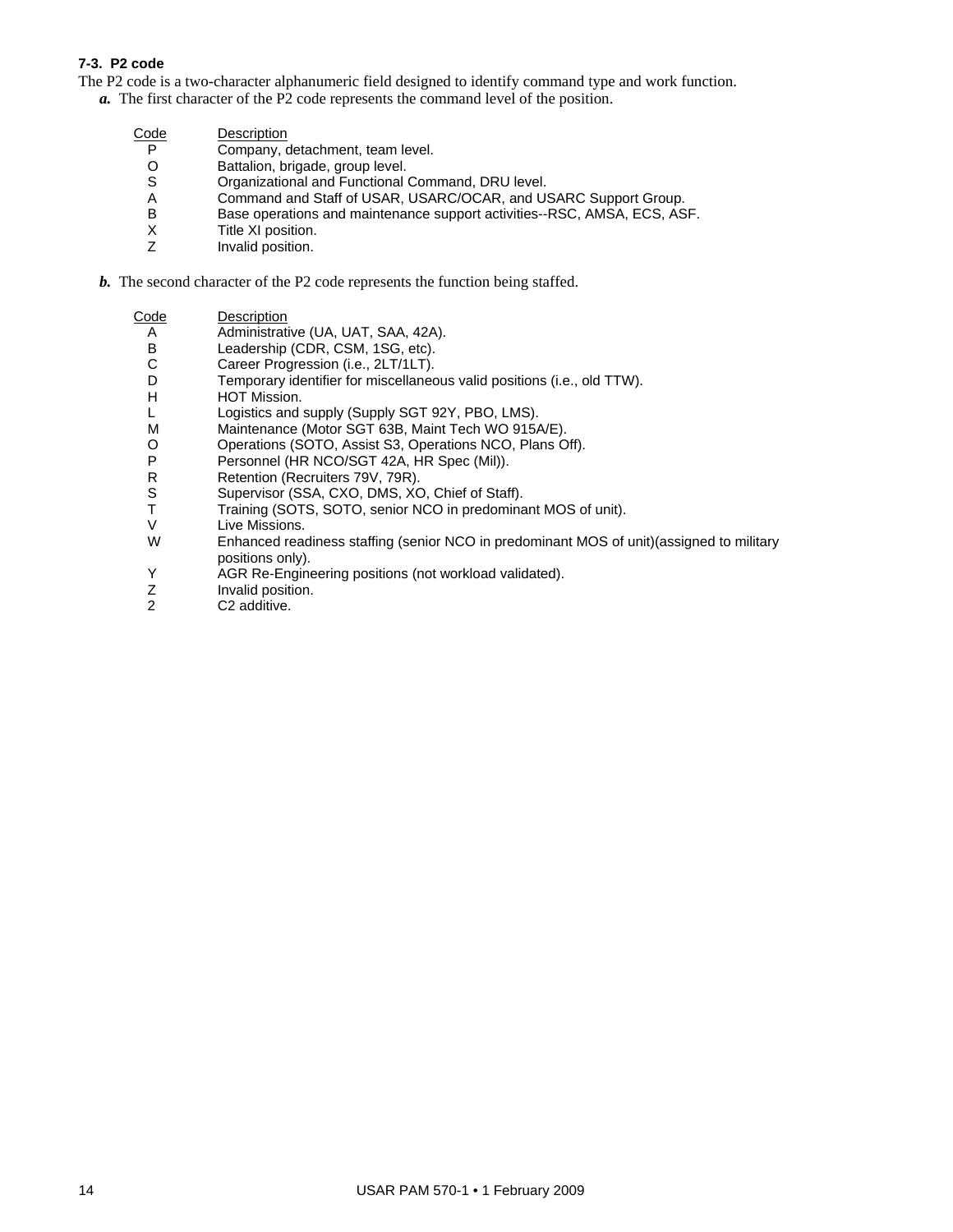### 7-3. P2 code

The P2 code is a two-character alphanumeric field designed to identify command type and work function.

***a.*** The first character of the P2 code represents the command level of the position.

| Code | Description |
|---|---|
| P | Company, detachment, team level. |
| O | Battalion, brigade, group level. |
| S | Organizational and Functional Command, DRU level. |
| A | Command and Staff of USAR, USARC/OCAR, and USARC Support Group. |
| B | Base operations and maintenance support activities--RSC, AMSA, ECS, ASF. |
| X | Title XI position. |
| Z | Invalid position. |

***b.*** The second character of the P2 code represents the function being staffed.

| Code | Description |
|---|---|
| A | Administrative (UA, UAT, SAA, 42A). |
| B | Leadership (CDR, CSM, 1SG, etc). |
| C | Career Progression (i.e., 2LT/1LT). |
| D | Temporary identifier for miscellaneous valid positions (i.e., old TTW). |
| H | HOT Mission. |
| L | Logistics and supply (Supply SGT 92Y, PBO, LMS). |
| M | Maintenance (Motor SGT 63B, Maint Tech WO 915A/E). |
| O | Operations (SOTO, Assist S3, Operations NCO, Plans Off). |
| P | Personnel (HR NCO/SGT 42A, HR Spec (Mil)). |
| R | Retention (Recruiters 79V, 79R). |
| S | Supervisor (SSA, CXO, DMS, XO, Chief of Staff). |
| T | Training (SOTS, SOTO, senior NCO in predominant MOS of unit). |
| V | Live Missions. |
| W | Enhanced readiness staffing (senior NCO in predominant MOS of unit)(assigned to military positions only). |
| Y | AGR Re-Engineering positions (not workload validated). |
| Z | Invalid position. |
| 2 | C2 additive. |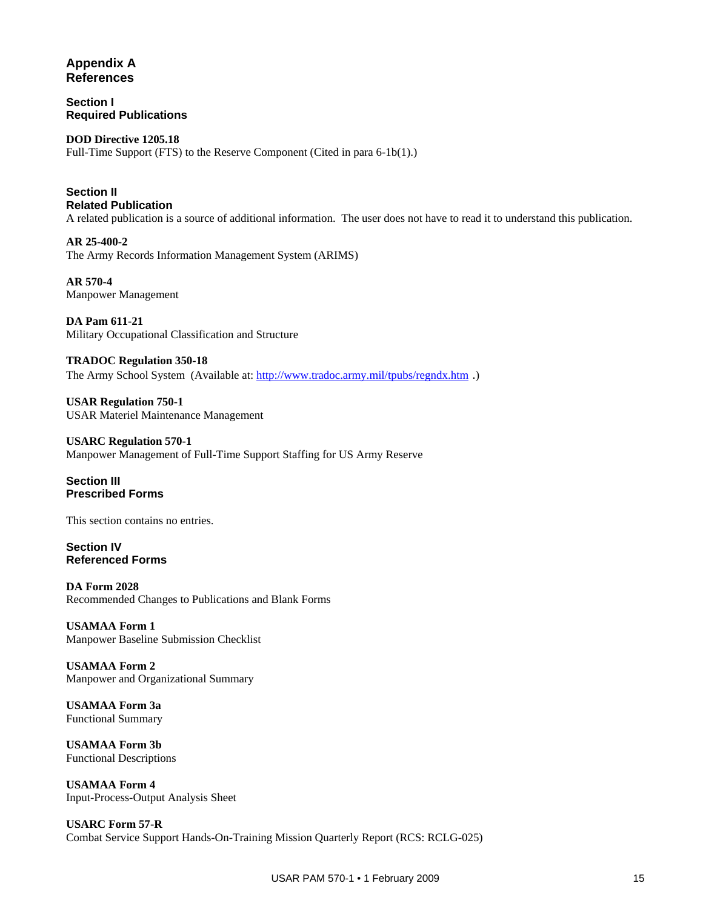# Appendix A
# References

## Section I
## Required Publications

**DOD Directive 1205.18**
Full-Time Support (FTS) to the Reserve Component (Cited in para 6-1b(1).)

## Section II
## Related Publication

A related publication is a source of additional information. The user does not have to read it to understand this publication.

**AR 25-400-2**
The Army Records Information Management System (ARIMS)

**AR 570-4**
Manpower Management

**DA Pam 611-21**
Military Occupational Classification and Structure

**TRADOC Regulation 350-18**
The Army School System (Available at: http://www.tradoc.army.mil/tpubs/regndx.htm .)

**USAR Regulation 750-1**
USAR Materiel Maintenance Management

**USARC Regulation 570-1**
Manpower Management of Full-Time Support Staffing for US Army Reserve

## Section III
## Prescribed Forms

This section contains no entries.

## Section IV
## Referenced Forms

**DA Form 2028**
Recommended Changes to Publications and Blank Forms

**USAMAA Form 1**
Manpower Baseline Submission Checklist

**USAMAA Form 2**
Manpower and Organizational Summary

**USAMAA Form 3a**
Functional Summary

**USAMAA Form 3b**
Functional Descriptions

**USAMAA Form 4**
Input-Process-Output Analysis Sheet

**USARC Form 57-R**
Combat Service Support Hands-On-Training Mission Quarterly Report (RCS: RCLG-025)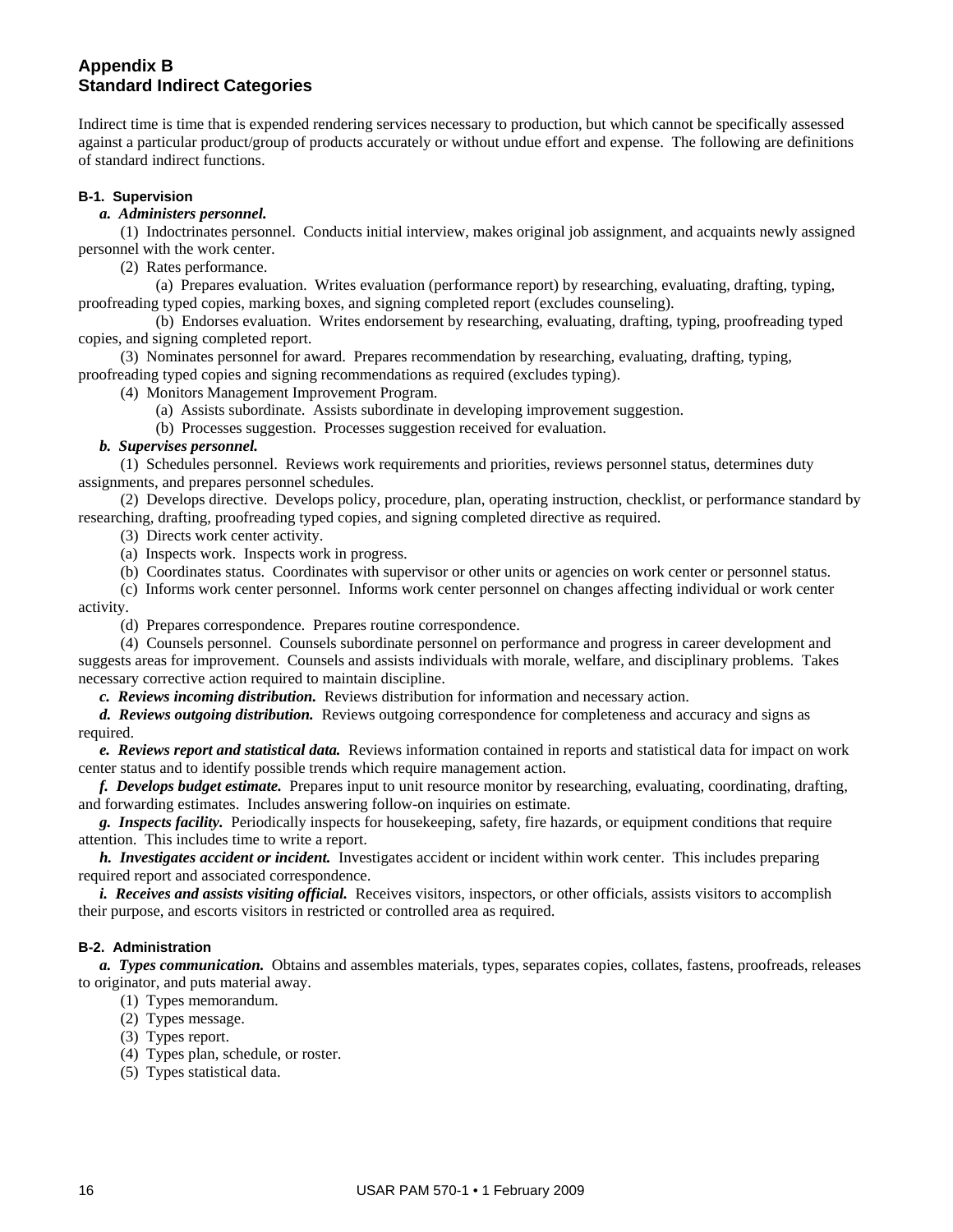## Appendix B
## Standard Indirect Categories

Indirect time is time that is expended rendering services necessary to production, but which cannot be specifically assessed against a particular product/group of products accurately or without undue effort and expense. The following are definitions of standard indirect functions.

### B-1. Supervision

***a. Administers personnel.***

(1) Indoctrinates personnel. Conducts initial interview, makes original job assignment, and acquaints newly assigned personnel with the work center.

(2) Rates performance.

(a) Prepares evaluation. Writes evaluation (performance report) by researching, evaluating, drafting, typing, proofreading typed copies, marking boxes, and signing completed report (excludes counseling).

(b) Endorses evaluation. Writes endorsement by researching, evaluating, drafting, typing, proofreading typed copies, and signing completed report.

(3) Nominates personnel for award. Prepares recommendation by researching, evaluating, drafting, typing, proofreading typed copies and signing recommendations as required (excludes typing).

(4) Monitors Management Improvement Program.

(a) Assists subordinate. Assists subordinate in developing improvement suggestion.

(b) Processes suggestion. Processes suggestion received for evaluation.

***b. Supervises personnel.***

(1) Schedules personnel. Reviews work requirements and priorities, reviews personnel status, determines duty assignments, and prepares personnel schedules.

(2) Develops directive. Develops policy, procedure, plan, operating instruction, checklist, or performance standard by researching, drafting, proofreading typed copies, and signing completed directive as required.

(3) Directs work center activity.

(a) Inspects work. Inspects work in progress.

(b) Coordinates status. Coordinates with supervisor or other units or agencies on work center or personnel status.

(c) Informs work center personnel. Informs work center personnel on changes affecting individual or work center activity.

(d) Prepares correspondence. Prepares routine correspondence.

(4) Counsels personnel. Counsels subordinate personnel on performance and progress in career development and suggests areas for improvement. Counsels and assists individuals with morale, welfare, and disciplinary problems. Takes necessary corrective action required to maintain discipline.

***c. Reviews incoming distribution.*** Reviews distribution for information and necessary action.

***d. Reviews outgoing distribution.*** Reviews outgoing correspondence for completeness and accuracy and signs as required.

***e. Reviews report and statistical data.*** Reviews information contained in reports and statistical data for impact on work center status and to identify possible trends which require management action.

***f. Develops budget estimate.*** Prepares input to unit resource monitor by researching, evaluating, coordinating, drafting, and forwarding estimates. Includes answering follow-on inquiries on estimate.

***g. Inspects facility.*** Periodically inspects for housekeeping, safety, fire hazards, or equipment conditions that require attention. This includes time to write a report.

***h. Investigates accident or incident.*** Investigates accident or incident within work center. This includes preparing required report and associated correspondence.

***i. Receives and assists visiting official.*** Receives visitors, inspectors, or other officials, assists visitors to accomplish their purpose, and escorts visitors in restricted or controlled area as required.

### B-2. Administration

***a. Types communication.*** Obtains and assembles materials, types, separates copies, collates, fastens, proofreads, releases to originator, and puts material away.

(1) Types memorandum.

(2) Types message.

(3) Types report.

(4) Types plan, schedule, or roster.

(5) Types statistical data.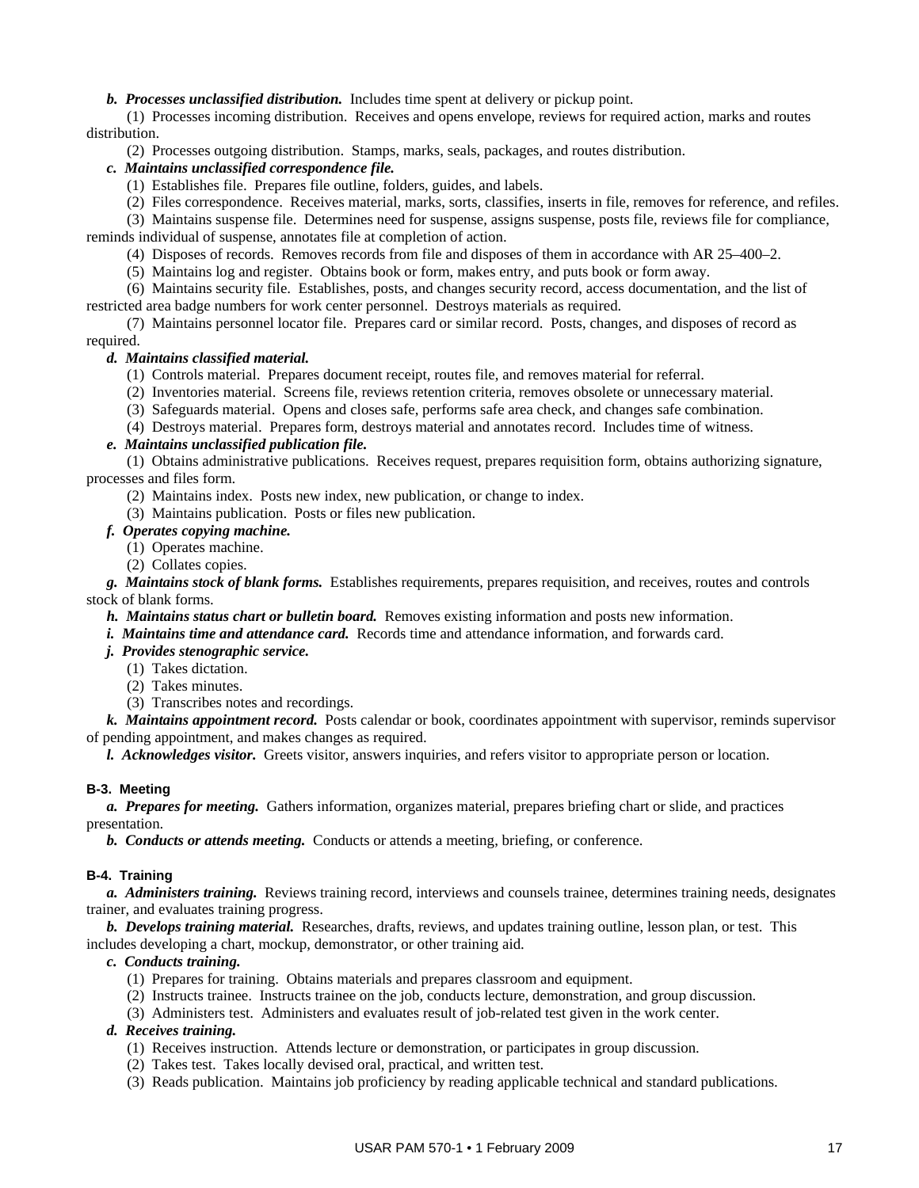***b. Processes unclassified distribution.*** Includes time spent at delivery or pickup point.

(1) Processes incoming distribution. Receives and opens envelope, reviews for required action, marks and routes distribution.

(2) Processes outgoing distribution. Stamps, marks, seals, packages, and routes distribution.

***c. Maintains unclassified correspondence file.***

(1) Establishes file. Prepares file outline, folders, guides, and labels.

(2) Files correspondence. Receives material, marks, sorts, classifies, inserts in file, removes for reference, and refiles.

(3) Maintains suspense file. Determines need for suspense, assigns suspense, posts file, reviews file for compliance, reminds individual of suspense, annotates file at completion of action.

(4) Disposes of records. Removes records from file and disposes of them in accordance with AR 25–400–2.

(5) Maintains log and register. Obtains book or form, makes entry, and puts book or form away.

(6) Maintains security file. Establishes, posts, and changes security record, access documentation, and the list of restricted area badge numbers for work center personnel. Destroys materials as required.

(7) Maintains personnel locator file. Prepares card or similar record. Posts, changes, and disposes of record as required.

***d. Maintains classified material.***

(1) Controls material. Prepares document receipt, routes file, and removes material for referral.

(2) Inventories material. Screens file, reviews retention criteria, removes obsolete or unnecessary material.

(3) Safeguards material. Opens and closes safe, performs safe area check, and changes safe combination.

(4) Destroys material. Prepares form, destroys material and annotates record. Includes time of witness.

***e. Maintains unclassified publication file.***

(1) Obtains administrative publications. Receives request, prepares requisition form, obtains authorizing signature, processes and files form.

(2) Maintains index. Posts new index, new publication, or change to index.

(3) Maintains publication. Posts or files new publication.

***f. Operates copying machine.***

(1) Operates machine.

(2) Collates copies.

***g. Maintains stock of blank forms.*** Establishes requirements, prepares requisition, and receives, routes and controls stock of blank forms.

***h. Maintains status chart or bulletin board.*** Removes existing information and posts new information.

***i. Maintains time and attendance card.*** Records time and attendance information, and forwards card.

***j. Provides stenographic service.***

(1) Takes dictation.

(2) Takes minutes.

(3) Transcribes notes and recordings.

***k. Maintains appointment record.*** Posts calendar or book, coordinates appointment with supervisor, reminds supervisor of pending appointment, and makes changes as required.

***l. Acknowledges visitor.*** Greets visitor, answers inquiries, and refers visitor to appropriate person or location.

### B-3. Meeting

***a. Prepares for meeting.*** Gathers information, organizes material, prepares briefing chart or slide, and practices presentation.

***b. Conducts or attends meeting.*** Conducts or attends a meeting, briefing, or conference.

### B-4. Training

***a. Administers training.*** Reviews training record, interviews and counsels trainee, determines training needs, designates trainer, and evaluates training progress.

***b. Develops training material.*** Researches, drafts, reviews, and updates training outline, lesson plan, or test. This includes developing a chart, mockup, demonstrator, or other training aid.

***c. Conducts training.***

(1) Prepares for training. Obtains materials and prepares classroom and equipment.

(2) Instructs trainee. Instructs trainee on the job, conducts lecture, demonstration, and group discussion.

(3) Administers test. Administers and evaluates result of job-related test given in the work center.

***d. Receives training.***

(1) Receives instruction. Attends lecture or demonstration, or participates in group discussion.

(2) Takes test. Takes locally devised oral, practical, and written test.

(3) Reads publication. Maintains job proficiency by reading applicable technical and standard publications.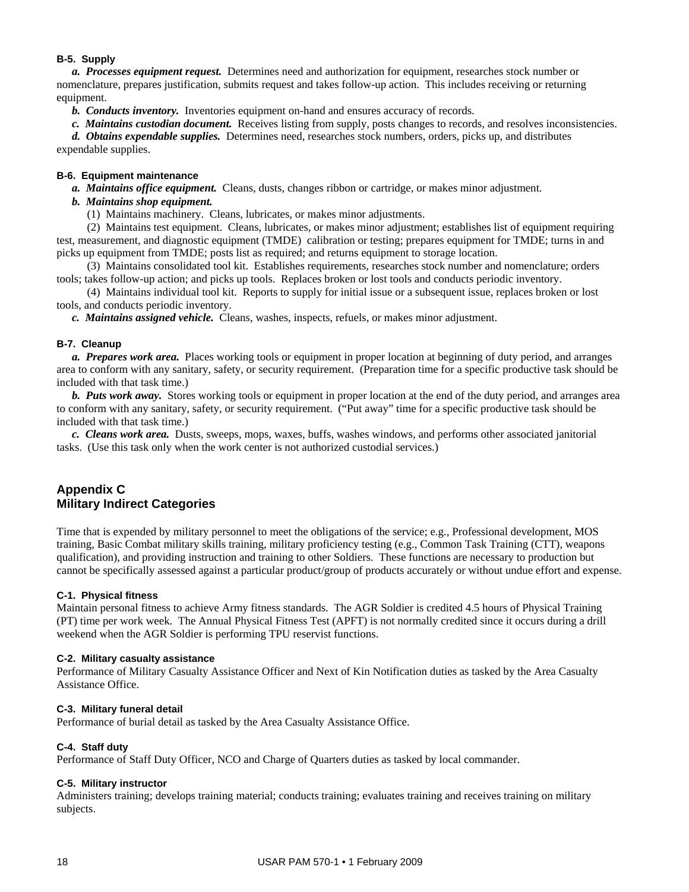### B-5. Supply

***a. Processes equipment request.*** Determines need and authorization for equipment, researches stock number or nomenclature, prepares justification, submits request and takes follow-up action. This includes receiving or returning equipment.

***b. Conducts inventory.*** Inventories equipment on-hand and ensures accuracy of records.

***c. Maintains custodian document.*** Receives listing from supply, posts changes to records, and resolves inconsistencies.

***d. Obtains expendable supplies.*** Determines need, researches stock numbers, orders, picks up, and distributes expendable supplies.

### B-6. Equipment maintenance

***a. Maintains office equipment.*** Cleans, dusts, changes ribbon or cartridge, or makes minor adjustment.

***b. Maintains shop equipment.***

(1) Maintains machinery. Cleans, lubricates, or makes minor adjustments.

(2) Maintains test equipment. Cleans, lubricates, or makes minor adjustment; establishes list of equipment requiring test, measurement, and diagnostic equipment (TMDE) calibration or testing; prepares equipment for TMDE; turns in and picks up equipment from TMDE; posts list as required; and returns equipment to storage location.

(3) Maintains consolidated tool kit. Establishes requirements, researches stock number and nomenclature; orders tools; takes follow-up action; and picks up tools. Replaces broken or lost tools and conducts periodic inventory.

(4) Maintains individual tool kit. Reports to supply for initial issue or a subsequent issue, replaces broken or lost tools, and conducts periodic inventory.

***c. Maintains assigned vehicle.*** Cleans, washes, inspects, refuels, or makes minor adjustment.

### B-7. Cleanup

***a. Prepares work area.*** Places working tools or equipment in proper location at beginning of duty period, and arranges area to conform with any sanitary, safety, or security requirement. (Preparation time for a specific productive task should be included with that task time.)

***b. Puts work away.*** Stores working tools or equipment in proper location at the end of the duty period, and arranges area to conform with any sanitary, safety, or security requirement. ("Put away" time for a specific productive task should be included with that task time.)

***c. Cleans work area.*** Dusts, sweeps, mops, waxes, buffs, washes windows, and performs other associated janitorial tasks. (Use this task only when the work center is not authorized custodial services.)

## Appendix C
## Military Indirect Categories

Time that is expended by military personnel to meet the obligations of the service; e.g., Professional development, MOS training, Basic Combat military skills training, military proficiency testing (e.g., Common Task Training (CTT), weapons qualification), and providing instruction and training to other Soldiers. These functions are necessary to production but cannot be specifically assessed against a particular product/group of products accurately or without undue effort and expense.

### C-1. Physical fitness

Maintain personal fitness to achieve Army fitness standards. The AGR Soldier is credited 4.5 hours of Physical Training (PT) time per work week. The Annual Physical Fitness Test (APFT) is not normally credited since it occurs during a drill weekend when the AGR Soldier is performing TPU reservist functions.

### C-2. Military casualty assistance

Performance of Military Casualty Assistance Officer and Next of Kin Notification duties as tasked by the Area Casualty Assistance Office.

### C-3. Military funeral detail

Performance of burial detail as tasked by the Area Casualty Assistance Office.

### C-4. Staff duty

Performance of Staff Duty Officer, NCO and Charge of Quarters duties as tasked by local commander.

### C-5. Military instructor

Administers training; develops training material; conducts training; evaluates training and receives training on military subjects.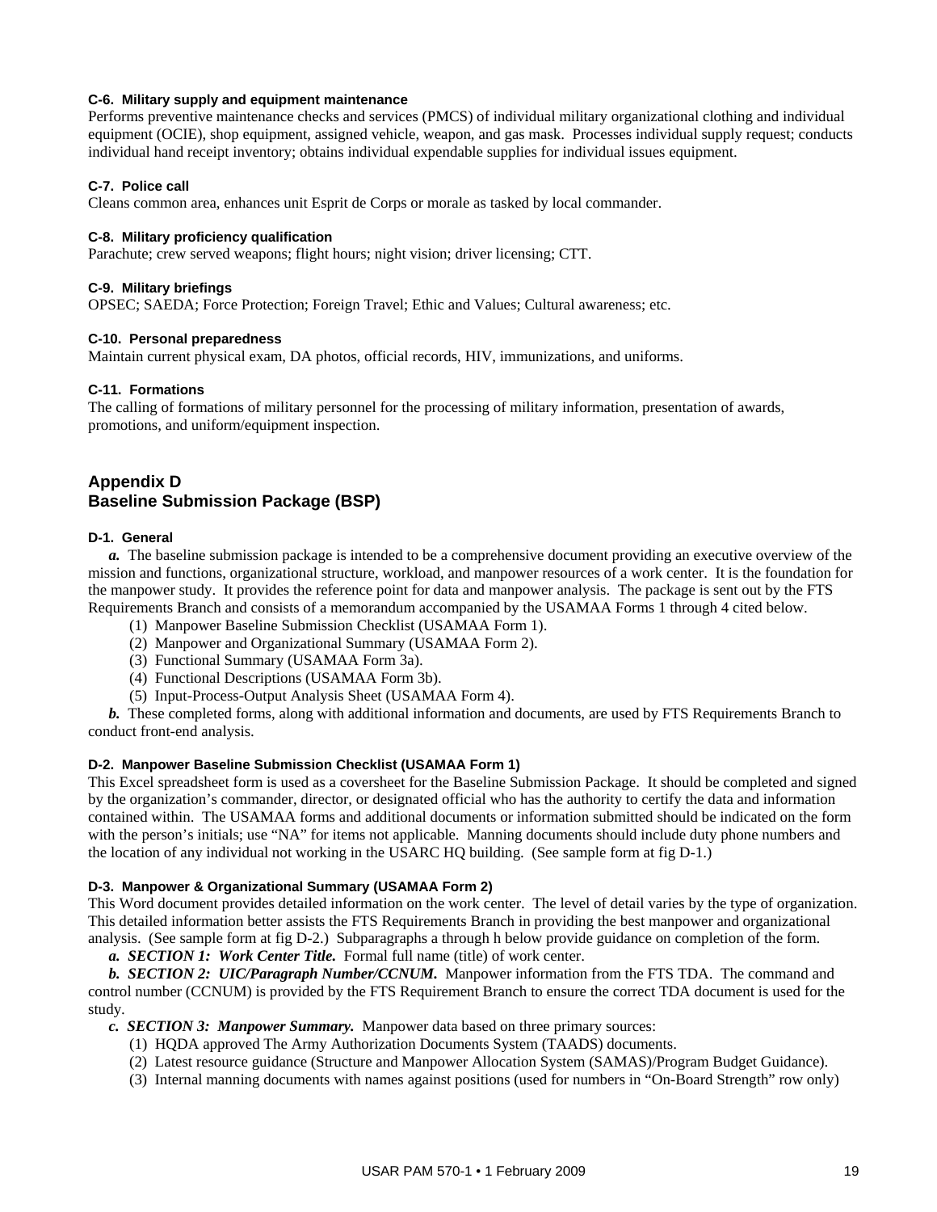#### C-6. Military supply and equipment maintenance

Performs preventive maintenance checks and services (PMCS) of individual military organizational clothing and individual equipment (OCIE), shop equipment, assigned vehicle, weapon, and gas mask. Processes individual supply request; conducts individual hand receipt inventory; obtains individual expendable supplies for individual issues equipment.

#### C-7. Police call

Cleans common area, enhances unit Esprit de Corps or morale as tasked by local commander.

#### C-8. Military proficiency qualification

Parachute; crew served weapons; flight hours; night vision; driver licensing; CTT.

#### C-9. Military briefings

OPSEC; SAEDA; Force Protection; Foreign Travel; Ethic and Values; Cultural awareness; etc.

#### C-10. Personal preparedness

Maintain current physical exam, DA photos, official records, HIV, immunizations, and uniforms.

#### C-11. Formations

The calling of formations of military personnel for the processing of military information, presentation of awards, promotions, and uniform/equipment inspection.

## Appendix D
## Baseline Submission Package (BSP)

#### D-1. General

***a.*** The baseline submission package is intended to be a comprehensive document providing an executive overview of the mission and functions, organizational structure, workload, and manpower resources of a work center. It is the foundation for the manpower study. It provides the reference point for data and manpower analysis. The package is sent out by the FTS Requirements Branch and consists of a memorandum accompanied by the USAMAA Forms 1 through 4 cited below.

(1) Manpower Baseline Submission Checklist (USAMAA Form 1).
(2) Manpower and Organizational Summary (USAMAA Form 2).
(3) Functional Summary (USAMAA Form 3a).
(4) Functional Descriptions (USAMAA Form 3b).
(5) Input-Process-Output Analysis Sheet (USAMAA Form 4).

***b.*** These completed forms, along with additional information and documents, are used by FTS Requirements Branch to conduct front-end analysis.

#### D-2. Manpower Baseline Submission Checklist (USAMAA Form 1)

This Excel spreadsheet form is used as a coversheet for the Baseline Submission Package. It should be completed and signed by the organization's commander, director, or designated official who has the authority to certify the data and information contained within. The USAMAA forms and additional documents or information submitted should be indicated on the form with the person's initials; use "NA" for items not applicable. Manning documents should include duty phone numbers and the location of any individual not working in the USARC HQ building. (See sample form at fig D-1.)

#### D-3. Manpower & Organizational Summary (USAMAA Form 2)

This Word document provides detailed information on the work center. The level of detail varies by the type of organization. This detailed information better assists the FTS Requirements Branch in providing the best manpower and organizational analysis. (See sample form at fig D-2.) Subparagraphs a through h below provide guidance on completion of the form.

***a. SECTION 1: Work Center Title.*** Formal full name (title) of work center.

***b. SECTION 2: UIC/Paragraph Number/CCNUM.*** Manpower information from the FTS TDA. The command and control number (CCNUM) is provided by the FTS Requirement Branch to ensure the correct TDA document is used for the study.

***c. SECTION 3: Manpower Summary.*** Manpower data based on three primary sources:

(1) HQDA approved The Army Authorization Documents System (TAADS) documents.
(2) Latest resource guidance (Structure and Manpower Allocation System (SAMAS)/Program Budget Guidance).
(3) Internal manning documents with names against positions (used for numbers in "On-Board Strength" row only)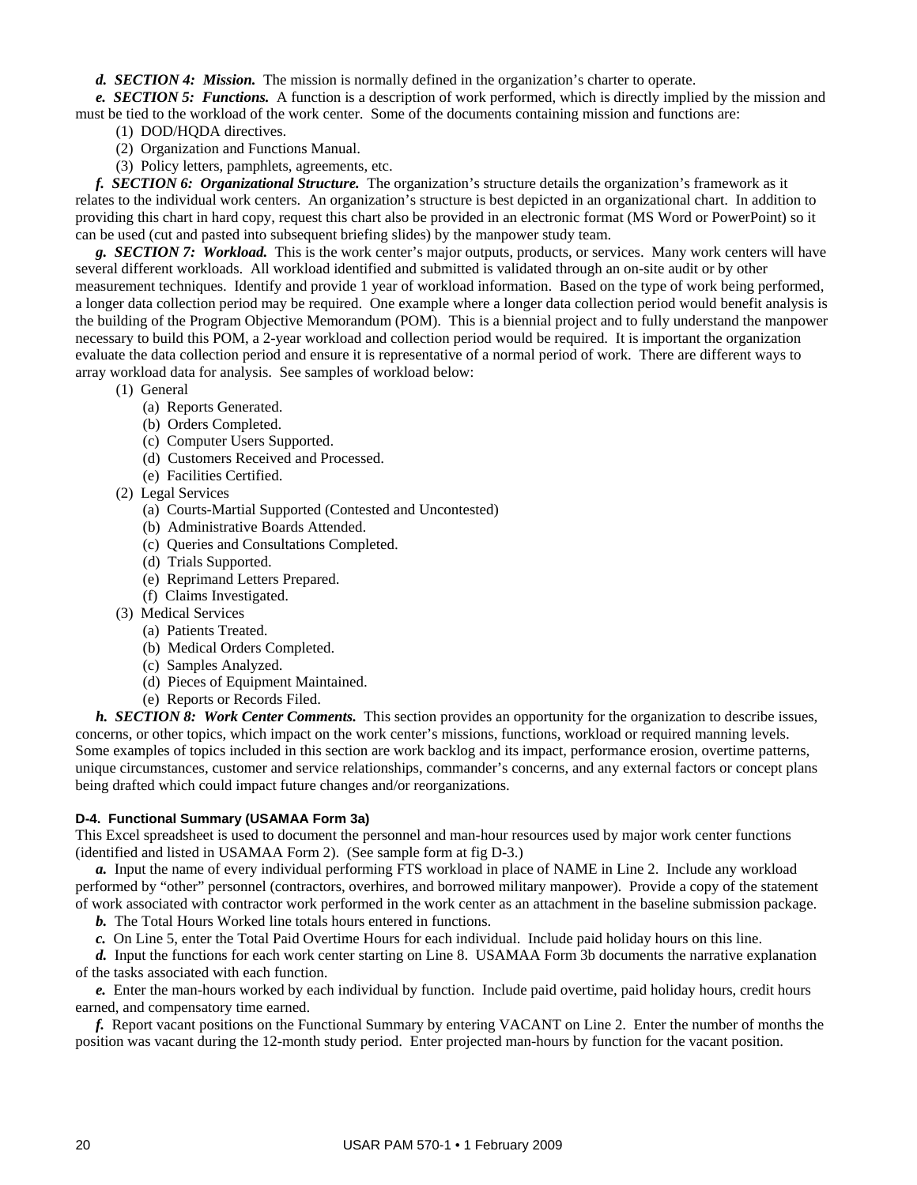***d. SECTION 4: Mission.*** The mission is normally defined in the organization's charter to operate.

***e. SECTION 5: Functions.*** A function is a description of work performed, which is directly implied by the mission and must be tied to the workload of the work center. Some of the documents containing mission and functions are:

(1) DOD/HQDA directives.

(2) Organization and Functions Manual.

(3) Policy letters, pamphlets, agreements, etc.

***f. SECTION 6: Organizational Structure.*** The organization's structure details the organization's framework as it relates to the individual work centers. An organization's structure is best depicted in an organizational chart. In addition to providing this chart in hard copy, request this chart also be provided in an electronic format (MS Word or PowerPoint) so it can be used (cut and pasted into subsequent briefing slides) by the manpower study team.

***g. SECTION 7: Workload.*** This is the work center's major outputs, products, or services. Many work centers will have several different workloads. All workload identified and submitted is validated through an on-site audit or by other measurement techniques. Identify and provide 1 year of workload information. Based on the type of work being performed, a longer data collection period may be required. One example where a longer data collection period would benefit analysis is the building of the Program Objective Memorandum (POM). This is a biennial project and to fully understand the manpower necessary to build this POM, a 2-year workload and collection period would be required. It is important the organization evaluate the data collection period and ensure it is representative of a normal period of work. There are different ways to array workload data for analysis. See samples of workload below:

(1) General

(a) Reports Generated.

(b) Orders Completed.

(c) Computer Users Supported.

(d) Customers Received and Processed.

(e) Facilities Certified.

(2) Legal Services

(a) Courts-Martial Supported (Contested and Uncontested)

(b) Administrative Boards Attended.

(c) Queries and Consultations Completed.

(d) Trials Supported.

(e) Reprimand Letters Prepared.

(f) Claims Investigated.

(3) Medical Services

(a) Patients Treated.

(b) Medical Orders Completed.

(c) Samples Analyzed.

(d) Pieces of Equipment Maintained.

(e) Reports or Records Filed.

***h. SECTION 8: Work Center Comments.*** This section provides an opportunity for the organization to describe issues, concerns, or other topics, which impact on the work center's missions, functions, workload or required manning levels. Some examples of topics included in this section are work backlog and its impact, performance erosion, overtime patterns, unique circumstances, customer and service relationships, commander's concerns, and any external factors or concept plans being drafted which could impact future changes and/or reorganizations.

#### D-4. Functional Summary (USAMAA Form 3a)

This Excel spreadsheet is used to document the personnel and man-hour resources used by major work center functions (identified and listed in USAMAA Form 2). (See sample form at fig D-3.)

***a.*** Input the name of every individual performing FTS workload in place of NAME in Line 2. Include any workload performed by "other" personnel (contractors, overhires, and borrowed military manpower). Provide a copy of the statement of work associated with contractor work performed in the work center as an attachment in the baseline submission package.

***b.*** The Total Hours Worked line totals hours entered in functions.

***c.*** On Line 5, enter the Total Paid Overtime Hours for each individual. Include paid holiday hours on this line.

***d.*** Input the functions for each work center starting on Line 8. USAMAA Form 3b documents the narrative explanation of the tasks associated with each function.

***e.*** Enter the man-hours worked by each individual by function. Include paid overtime, paid holiday hours, credit hours earned, and compensatory time earned.

***f.*** Report vacant positions on the Functional Summary by entering VACANT on Line 2. Enter the number of months the position was vacant during the 12-month study period. Enter projected man-hours by function for the vacant position.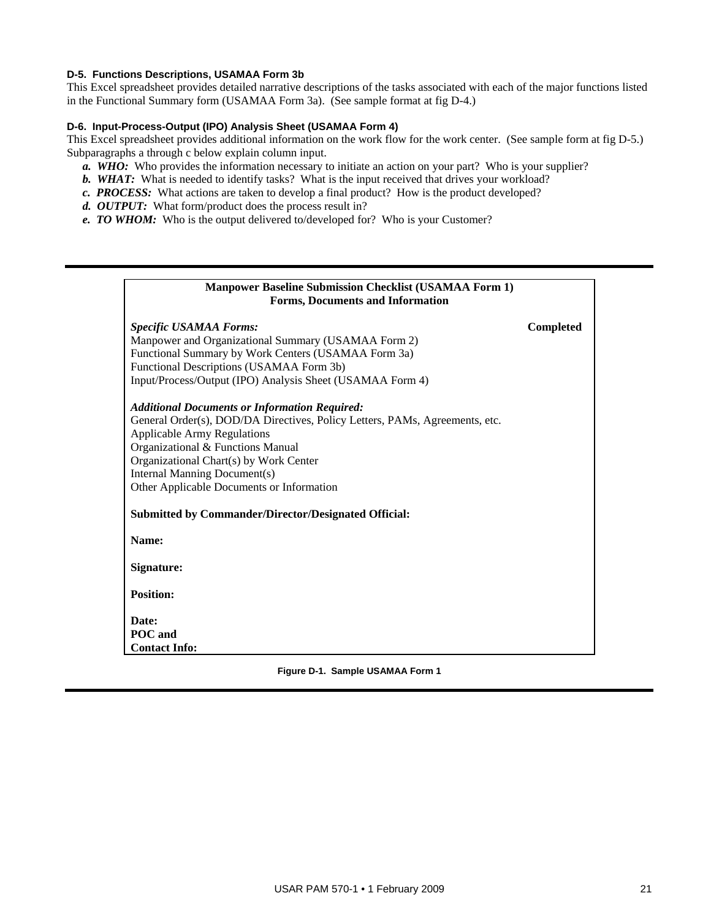**D-5. Functions Descriptions, USAMAA Form 3b**

This Excel spreadsheet provides detailed narrative descriptions of the tasks associated with each of the major functions listed in the Functional Summary form (USAMAA Form 3a). (See sample format at fig D-4.)

**D-6. Input-Process-Output (IPO) Analysis Sheet (USAMAA Form 4)**

This Excel spreadsheet provides additional information on the work flow for the work center. (See sample form at fig D-5.) Subparagraphs a through c below explain column input.

*a. **WHO:*** Who provides the information necessary to initiate an action on your part? Who is your supplier?

*b. **WHAT:*** What is needed to identify tasks? What is the input received that drives your workload?

*c. **PROCESS:*** What actions are taken to develop a final product? How is the product developed?

*d. **OUTPUT:*** What form/product does the process result in?

*e. **TO WHOM:*** Who is the output delivered to/developed for? Who is your Customer?

---

**Manpower Baseline Submission Checklist (USAMAA Form 1)**
**Forms, Documents and Information**

| ***Specific USAMAA Forms:*** | **Completed** |
|---|---|
| Manpower and Organizational Summary (USAMAA Form 2) | |
| Functional Summary by Work Centers (USAMAA Form 3a) | |
| Functional Descriptions (USAMAA Form 3b) | |
| Input/Process/Output (IPO) Analysis Sheet (USAMAA Form 4) | |

***Additional Documents or Information Required:***

General Order(s), DOD/DA Directives, Policy Letters, PAMs, Agreements, etc.
Applicable Army Regulations
Organizational & Functions Manual
Organizational Chart(s) by Work Center
Internal Manning Document(s)
Other Applicable Documents or Information

**Submitted by Commander/Director/Designated Official:**

**Name:**

**Signature:**

**Position:**

**Date:**
**POC and**
**Contact Info:**

Figure D-1. Sample USAMAA Form 1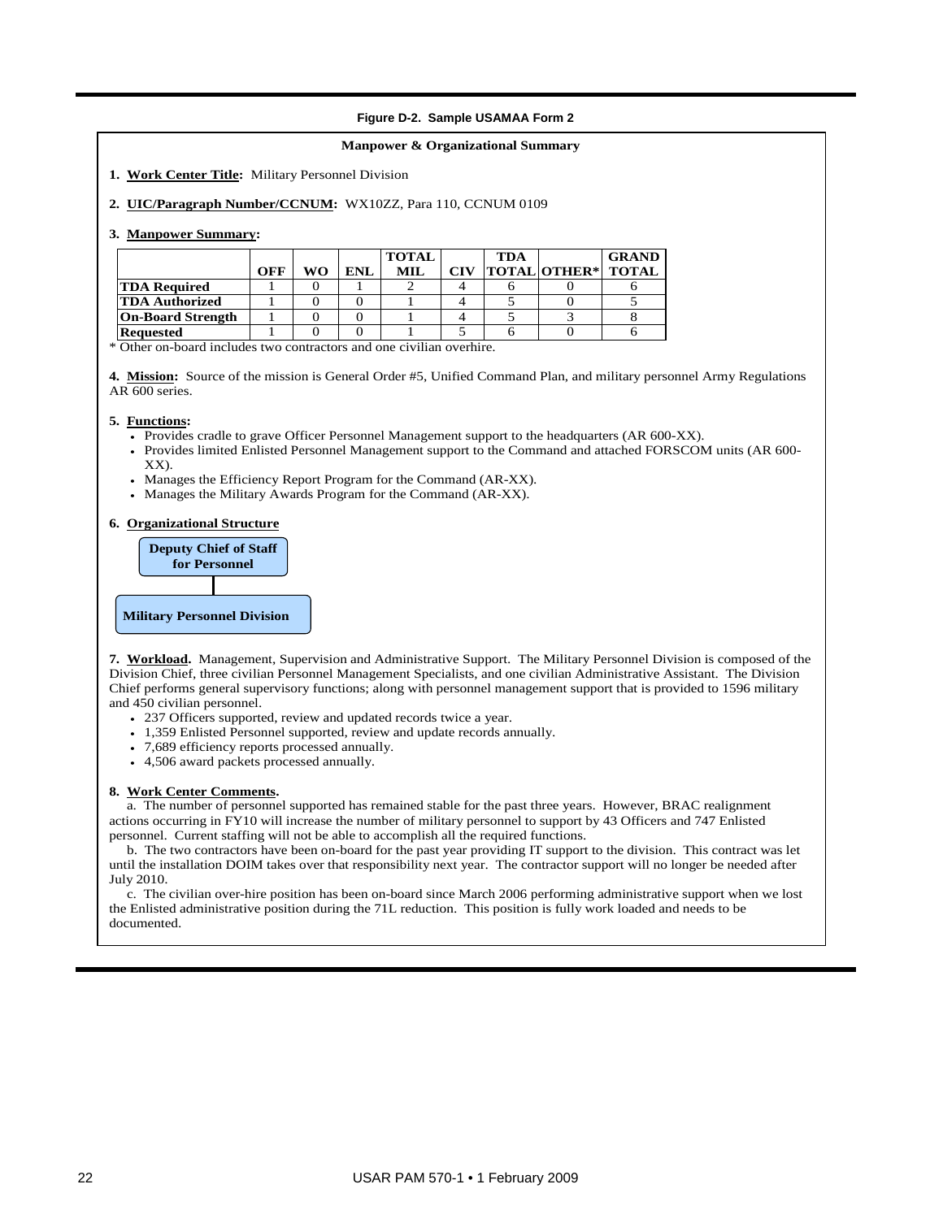**Figure D-2. Sample USAMAA Form 2**

**Manpower & Organizational Summary**

**1. Work Center Title:** Military Personnel Division

**2. UIC/Paragraph Number/CCNUM:** WX10ZZ, Para 110, CCNUM 0109

**3. Manpower Summary:**

| | OFF | WO | ENL | TOTAL MIL | CIV | TDA TOTAL | OTHER* | GRAND TOTAL |
|---|---|---|---|---|---|---|---|---|
| **TDA Required** | 1 | 0 | 1 | 2 | 4 | 6 | 0 | 6 |
| **TDA Authorized** | 1 | 0 | 0 | 1 | 4 | 5 | 0 | 5 |
| **On-Board Strength** | 1 | 0 | 0 | 1 | 4 | 5 | 3 | 8 |
| **Requested** | 1 | 0 | 0 | 1 | 5 | 6 | 0 | 6 |

* Other on-board includes two contractors and one civilian overhire.

**4. Mission:** Source of the mission is General Order #5, Unified Command Plan, and military personnel Army Regulations AR 600 series.

**5. Functions:**

- Provides cradle to grave Officer Personnel Management support to the headquarters (AR 600-XX).
- Provides limited Enlisted Personnel Management support to the Command and attached FORSCOM units (AR 600-XX).
- Manages the Efficiency Report Program for the Command (AR-XX).
- Manages the Military Awards Program for the Command (AR-XX).

**6. Organizational Structure**

Deputy Chief of Staff for Personnel
→ Military Personnel Division

**7. Workload.** Management, Supervision and Administrative Support. The Military Personnel Division is composed of the Division Chief, three civilian Personnel Management Specialists, and one civilian Administrative Assistant. The Division Chief performs general supervisory functions; along with personnel management support that is provided to 1596 military and 450 civilian personnel.

- 237 Officers supported, review and updated records twice a year.
- 1,359 Enlisted Personnel supported, review and update records annually.
- 7,689 efficiency reports processed annually.
- 4,506 award packets processed annually.

**8. Work Center Comments.**

a. The number of personnel supported has remained stable for the past three years. However, BRAC realignment actions occurring in FY10 will increase the number of military personnel to support by 43 Officers and 747 Enlisted personnel. Current staffing will not be able to accomplish all the required functions.

b. The two contractors have been on-board for the past year providing IT support to the division. This contract was let until the installation DOIM takes over that responsibility next year. The contractor support will no longer be needed after July 2010.

c. The civilian over-hire position has been on-board since March 2006 performing administrative support when we lost the Enlisted administrative position during the 71L reduction. This position is fully work loaded and needs to be documented.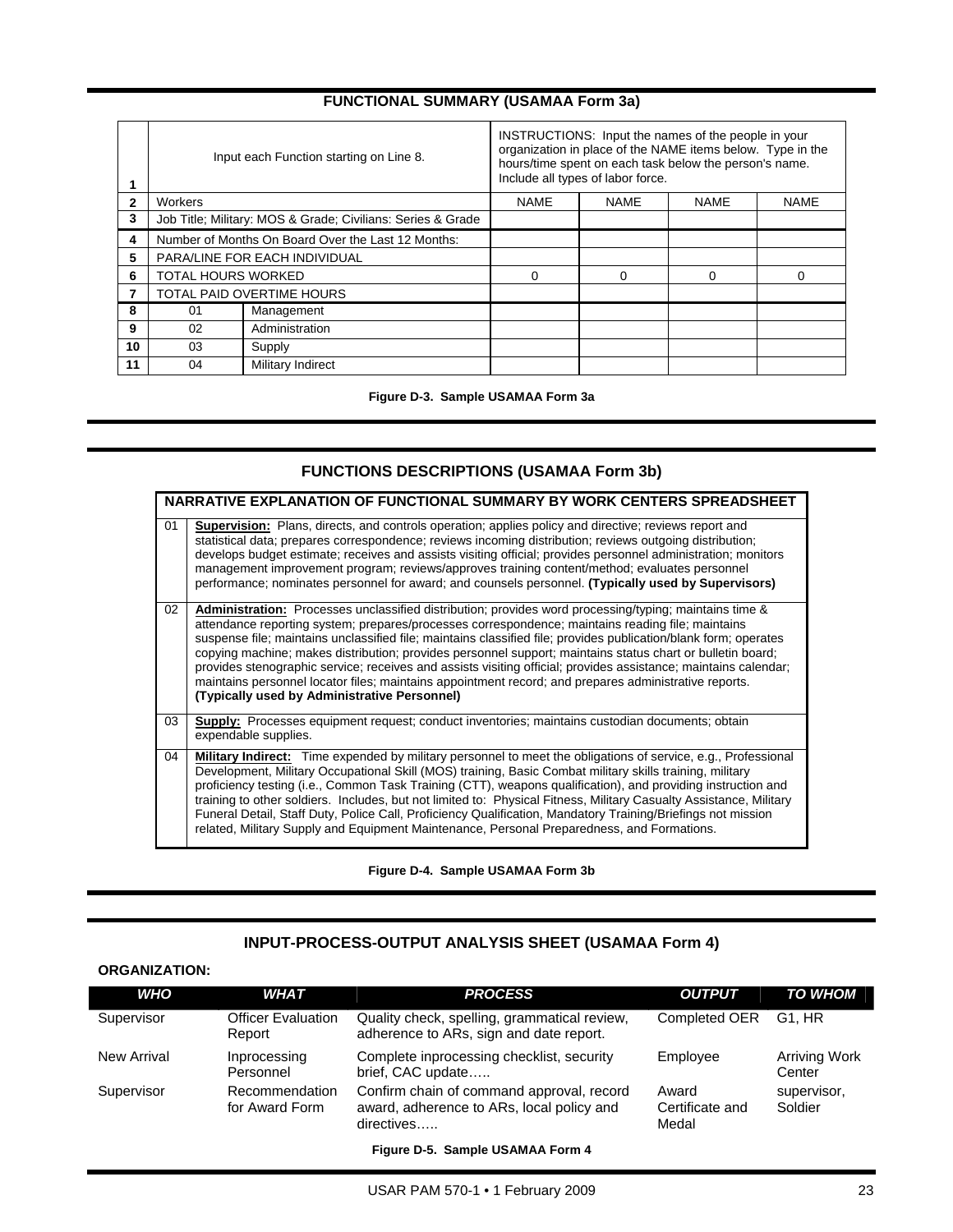## FUNCTIONAL SUMMARY (USAMAA Form 3a)

| 1 | Input each Function starting on Line 8. | | INSTRUCTIONS: Input the names of the people in your organization in place of the NAME items below. Type in the hours/time spent on each task below the person's name. Include all types of labor force. | | | |
|---|---|---|---|---|---|---|
| 2 | Workers | | NAME | NAME | NAME | NAME |
| 3 | Job Title; Military: MOS & Grade; Civilians: Series & Grade | | | | | |
| 4 | Number of Months On Board Over the Last 12 Months: | | | | | |
| 5 | PARA/LINE FOR EACH INDIVIDUAL | | | | | |
| 6 | TOTAL HOURS WORKED | | 0 | 0 | 0 | 0 |
| 7 | TOTAL PAID OVERTIME HOURS | | | | | |
| 8 | 01 | Management | | | | |
| 9 | 02 | Administration | | | | |
| 10 | 03 | Supply | | | | |
| 11 | 04 | Military Indirect | | | | |

**Figure D-3. Sample USAMAA Form 3a**

## FUNCTIONS DESCRIPTIONS (USAMAA Form 3b)

| NARRATIVE EXPLANATION OF FUNCTIONAL SUMMARY BY WORK CENTERS SPREADSHEET | |
|---|---|
| 01 | **Supervision:** Plans, directs, and controls operation; applies policy and directive; reviews report and statistical data; prepares correspondence; reviews incoming distribution; reviews outgoing distribution; develops budget estimate; receives and assists visiting official; provides personnel administration; monitors management improvement program; reviews/approves training content/method; evaluates personnel performance; nominates personnel for award; and counsels personnel. **(Typically used by Supervisors)** |
| 02 | **Administration:** Processes unclassified distribution; provides word processing/typing; maintains time & attendance reporting system; prepares/processes correspondence; maintains reading file; maintains suspense file; maintains unclassified file; maintains classified file; provides publication/blank form; operates copying machine; makes distribution; provides personnel support; maintains status chart or bulletin board; provides stenographic service; receives and assists visiting official; provides assistance; maintains calendar; maintains personnel locator files; maintains appointment record; and prepares administrative reports. **(Typically used by Administrative Personnel)** |
| 03 | **Supply:** Processes equipment request; conduct inventories; maintains custodian documents; obtain expendable supplies. |
| 04 | **Military Indirect:** Time expended by military personnel to meet the obligations of service, e.g., Professional Development, Military Occupational Skill (MOS) training, Basic Combat military skills training, military proficiency testing (i.e., Common Task Training (CTT), weapons qualification), and providing instruction and training to other soldiers. Includes, but not limited to: Physical Fitness, Military Casualty Assistance, Military Funeral Detail, Staff Duty, Police Call, Proficiency Qualification, Mandatory Training/Briefings not mission related, Military Supply and Equipment Maintenance, Personal Preparedness, and Formations. |

**Figure D-4. Sample USAMAA Form 3b**

## INPUT-PROCESS-OUTPUT ANALYSIS SHEET (USAMAA Form 4)

**ORGANIZATION:**

| *WHO* | *WHAT* | *PROCESS* | *OUTPUT* | *TO WHOM* |
|---|---|---|---|---|
| Supervisor | Officer Evaluation Report | Quality check, spelling, grammatical review, adherence to ARs, sign and date report. | Completed OER | G1, HR |
| New Arrival | Inprocessing Personnel | Complete inprocessing checklist, security brief, CAC update….. | Employee | Arriving Work Center |
| Supervisor | Recommendation for Award Form | Confirm chain of command approval, record award, adherence to ARs, local policy and directives….. | Award Certificate and Medal | supervisor, Soldier |

**Figure D-5. Sample USAMAA Form 4**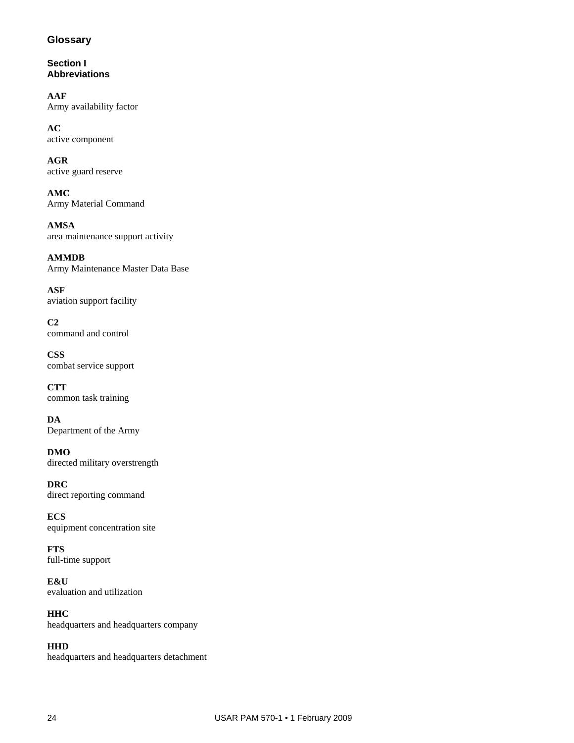## Glossary

### Section I
### Abbreviations

**AAF**
Army availability factor

**AC**
active component

**AGR**
active guard reserve

**AMC**
Army Material Command

**AMSA**
area maintenance support activity

**AMMDB**
Army Maintenance Master Data Base

**ASF**
aviation support facility

**C2**
command and control

**CSS**
combat service support

**CTT**
common task training

**DA**
Department of the Army

**DMO**
directed military overstrength

**DRC**
direct reporting command

**ECS**
equipment concentration site

**FTS**
full-time support

**E&U**
evaluation and utilization

**HHC**
headquarters and headquarters company

**HHD**
headquarters and headquarters detachment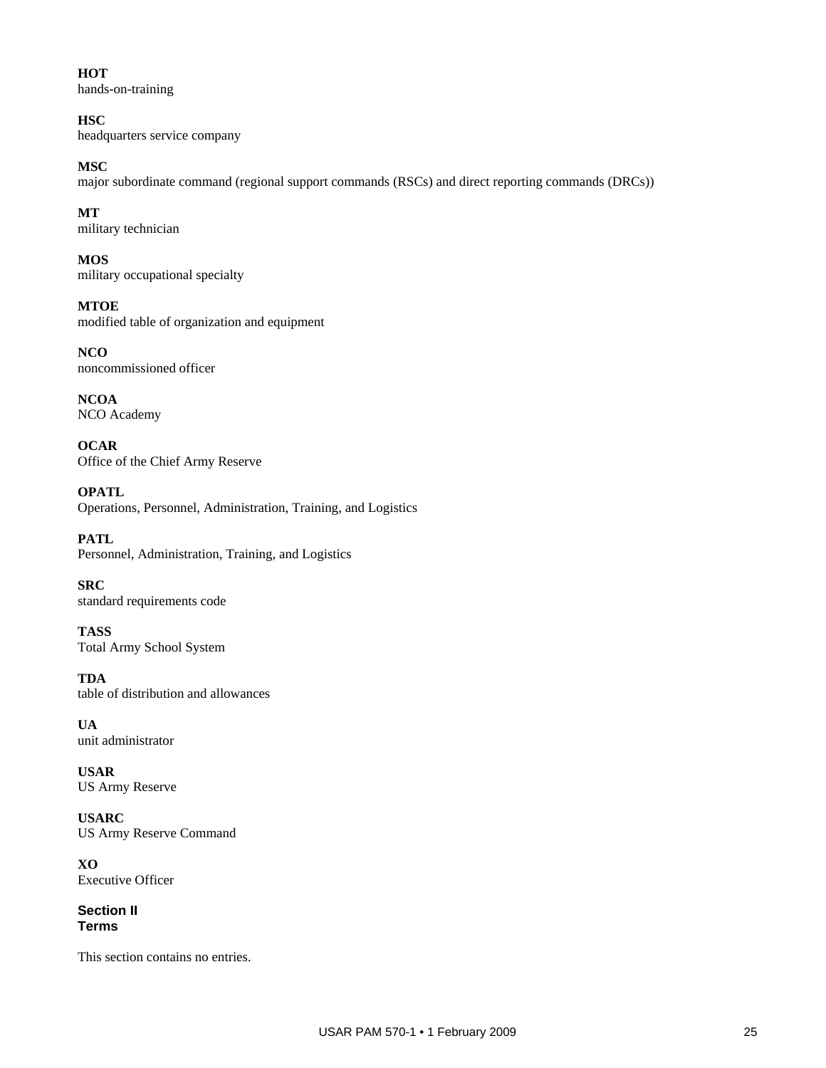**HOT**
hands-on-training

**HSC**
headquarters service company

**MSC**
major subordinate command (regional support commands (RSCs) and direct reporting commands (DRCs))

**MT**
military technician

**MOS**
military occupational specialty

**MTOE**
modified table of organization and equipment

**NCO**
noncommissioned officer

**NCOA**
NCO Academy

**OCAR**
Office of the Chief Army Reserve

**OPATL**
Operations, Personnel, Administration, Training, and Logistics

**PATL**
Personnel, Administration, Training, and Logistics

**SRC**
standard requirements code

**TASS**
Total Army School System

**TDA**
table of distribution and allowances

**UA**
unit administrator

**USAR**
US Army Reserve

**USARC**
US Army Reserve Command

**XO**
Executive Officer

## Section II
## Terms

This section contains no entries.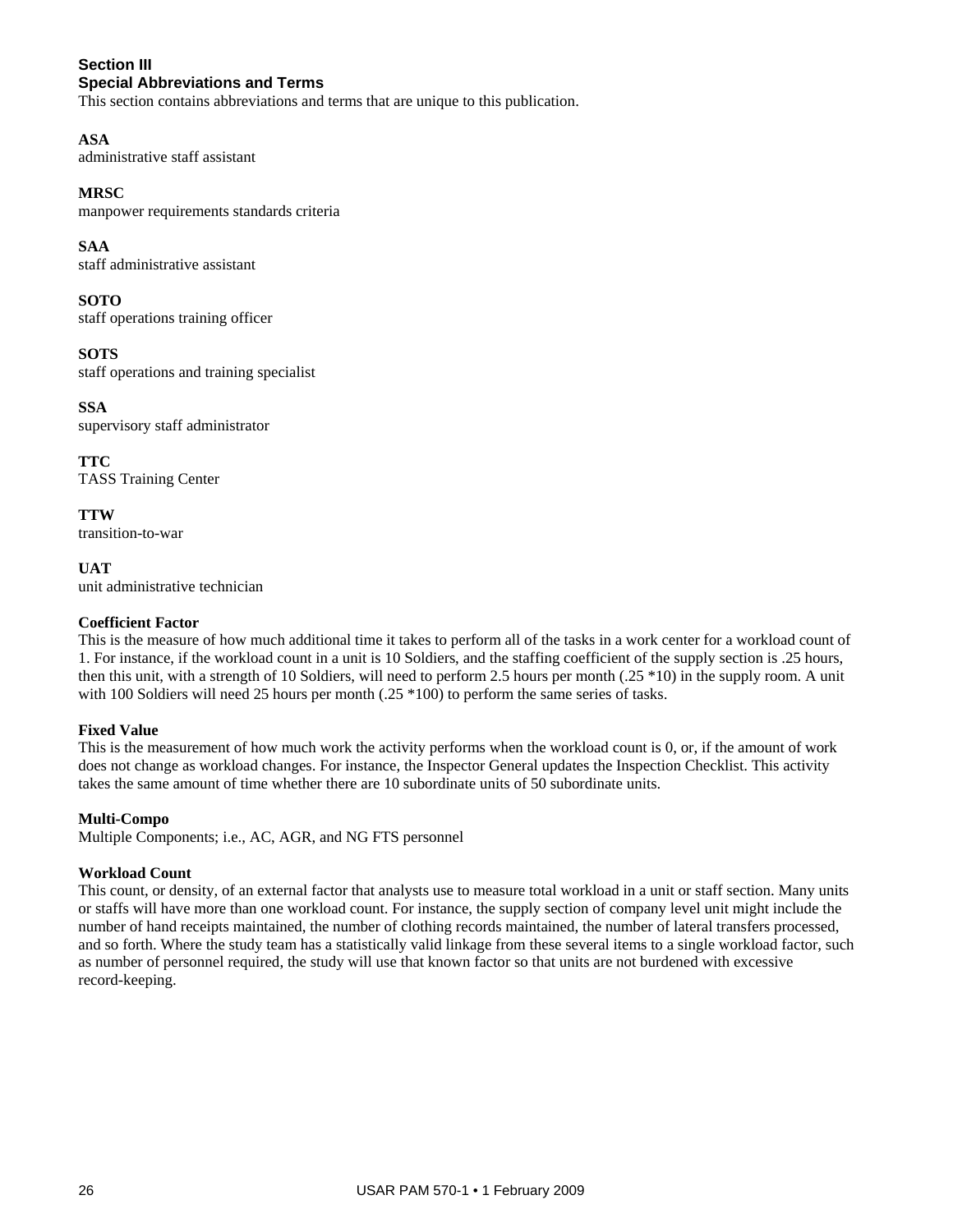## Section III
## Special Abbreviations and Terms

This section contains abbreviations and terms that are unique to this publication.

**ASA**
administrative staff assistant

**MRSC**
manpower requirements standards criteria

**SAA**
staff administrative assistant

**SOTO**
staff operations training officer

**SOTS**
staff operations and training specialist

**SSA**
supervisory staff administrator

**TTC**
TASS Training Center

**TTW**
transition-to-war

**UAT**
unit administrative technician

**Coefficient Factor**
This is the measure of how much additional time it takes to perform all of the tasks in a work center for a workload count of 1. For instance, if the workload count in a unit is 10 Soldiers, and the staffing coefficient of the supply section is .25 hours, then this unit, with a strength of 10 Soldiers, will need to perform 2.5 hours per month (.25 *10) in the supply room. A unit with 100 Soldiers will need 25 hours per month (.25 *100) to perform the same series of tasks.

**Fixed Value**
This is the measurement of how much work the activity performs when the workload count is 0, or, if the amount of work does not change as workload changes. For instance, the Inspector General updates the Inspection Checklist. This activity takes the same amount of time whether there are 10 subordinate units of 50 subordinate units.

**Multi-Compo**
Multiple Components; i.e., AC, AGR, and NG FTS personnel

**Workload Count**
This count, or density, of an external factor that analysts use to measure total workload in a unit or staff section. Many units or staffs will have more than one workload count. For instance, the supply section of company level unit might include the number of hand receipts maintained, the number of clothing records maintained, the number of lateral transfers processed, and so forth. Where the study team has a statistically valid linkage from these several items to a single workload factor, such as number of personnel required, the study will use that known factor so that units are not burdened with excessive record-keeping.